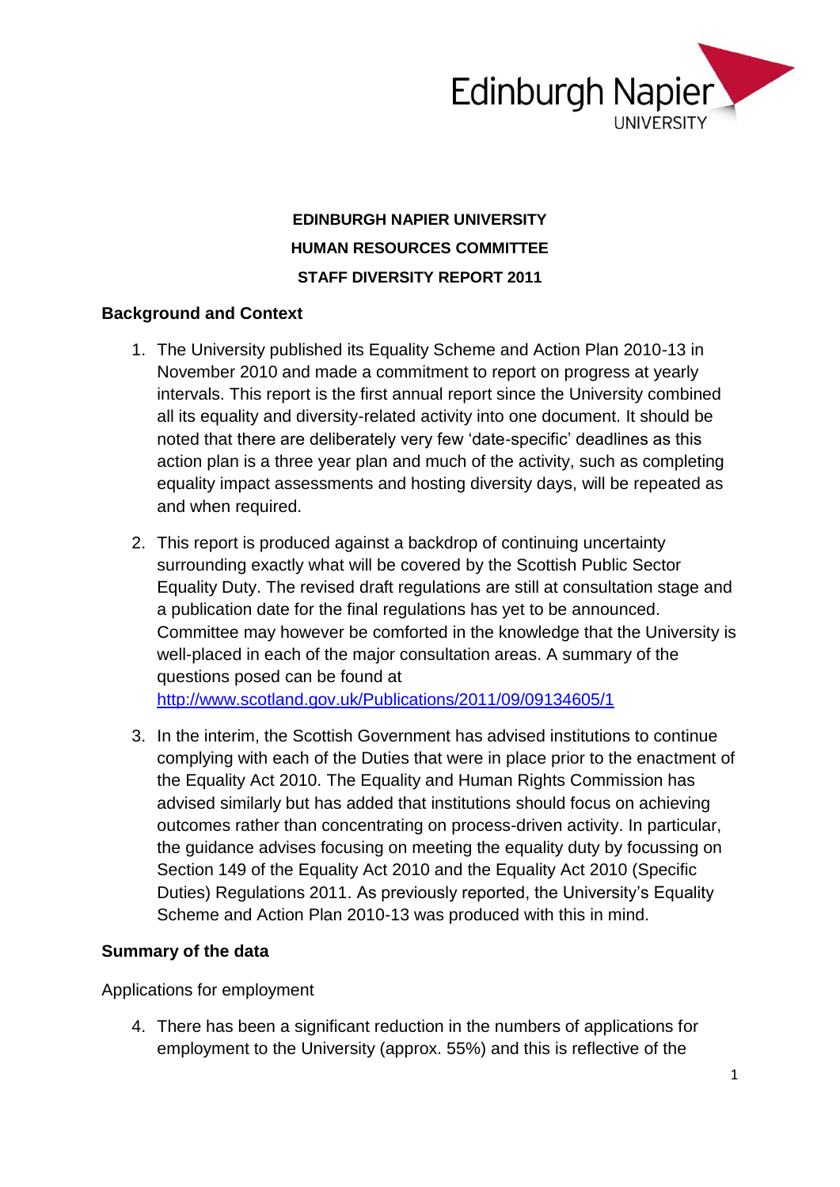**EDINBURGH NAPIER UNIVERSITY**

**HUMAN RESOURCES COMMITTEE**

**STAFF DIVERSITY REPORT 2011**

## Background and Context

1. The University published its Equality Scheme and Action Plan 2010-13 in November 2010 and made a commitment to report on progress at yearly intervals. This report is the first annual report since the University combined all its equality and diversity-related activity into one document. It should be noted that there are deliberately very few 'date-specific' deadlines as this action plan is a three year plan and much of the activity, such as completing equality impact assessments and hosting diversity days, will be repeated as and when required.

2. This report is produced against a backdrop of continuing uncertainty surrounding exactly what will be covered by the Scottish Public Sector Equality Duty. The revised draft regulations are still at consultation stage and a publication date for the final regulations has yet to be announced. Committee may however be comforted in the knowledge that the University is well-placed in each of the major consultation areas. A summary of the questions posed can be found at http://www.scotland.gov.uk/Publications/2011/09/09134605/1

3. In the interim, the Scottish Government has advised institutions to continue complying with each of the Duties that were in place prior to the enactment of the Equality Act 2010. The Equality and Human Rights Commission has advised similarly but has added that institutions should focus on achieving outcomes rather than concentrating on process-driven activity. In particular, the guidance advises focusing on meeting the equality duty by focussing on Section 149 of the Equality Act 2010 and the Equality Act 2010 (Specific Duties) Regulations 2011. As previously reported, the University's Equality Scheme and Action Plan 2010-13 was produced with this in mind.

## Summary of the data

Applications for employment

4. There has been a significant reduction in the numbers of applications for employment to the University (approx. 55%) and this is reflective of the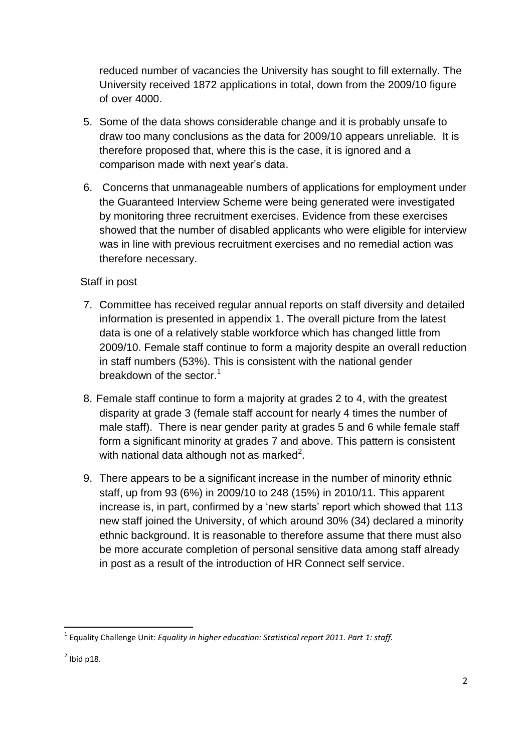reduced number of vacancies the University has sought to fill externally. The University received 1872 applications in total, down from the 2009/10 figure of over 4000.

5. Some of the data shows considerable change and it is probably unsafe to draw too many conclusions as the data for 2009/10 appears unreliable. It is therefore proposed that, where this is the case, it is ignored and a comparison made with next year's data.

6. Concerns that unmanageable numbers of applications for employment under the Guaranteed Interview Scheme were being generated were investigated by monitoring three recruitment exercises. Evidence from these exercises showed that the number of disabled applicants who were eligible for interview was in line with previous recruitment exercises and no remedial action was therefore necessary.

Staff in post

7. Committee has received regular annual reports on staff diversity and detailed information is presented in appendix 1. The overall picture from the latest data is one of a relatively stable workforce which has changed little from 2009/10. Female staff continue to form a majority despite an overall reduction in staff numbers (53%). This is consistent with the national gender breakdown of the sector.[1]

8. Female staff continue to form a majority at grades 2 to 4, with the greatest disparity at grade 3 (female staff account for nearly 4 times the number of male staff). There is near gender parity at grades 5 and 6 while female staff form a significant minority at grades 7 and above. This pattern is consistent with national data although not as marked[2].

9. There appears to be a significant increase in the number of minority ethnic staff, up from 93 (6%) in 2009/10 to 248 (15%) in 2010/11. This apparent increase is, in part, confirmed by a 'new starts' report which showed that 113 new staff joined the University, of which around 30% (34) declared a minority ethnic background. It is reasonable to therefore assume that there must also be more accurate completion of personal sensitive data among staff already in post as a result of the introduction of HR Connect self service.

---

[1] Equality Challenge Unit: *Equality in higher education: Statistical report 2011. Part 1: staff.*

[2] Ibid p18.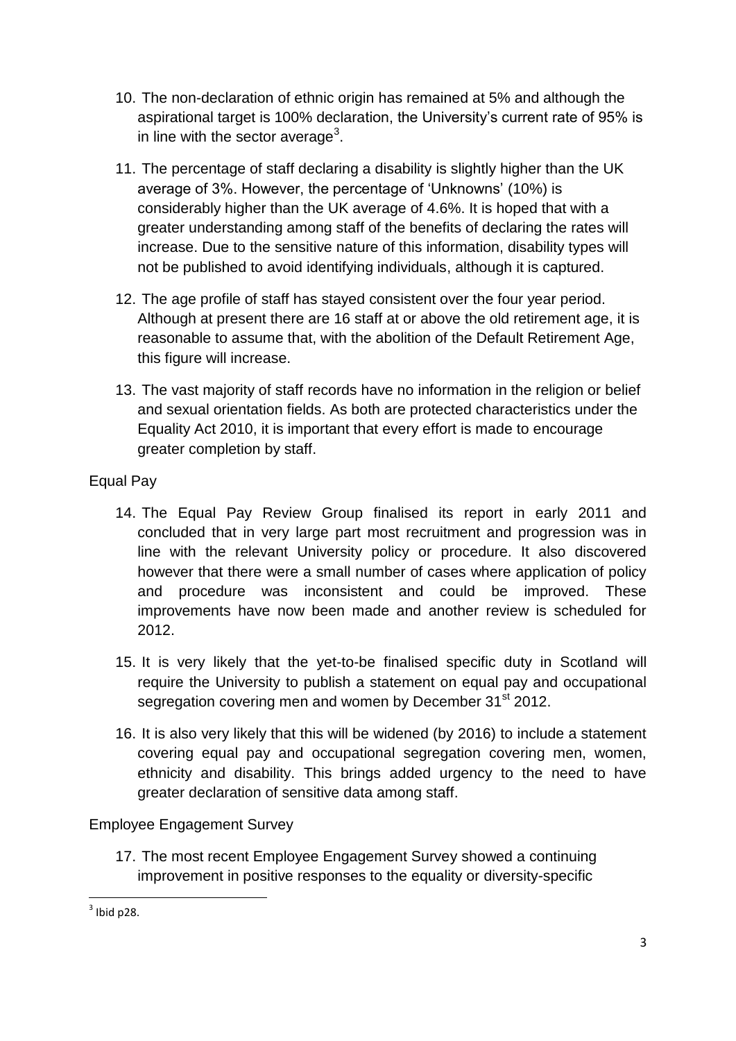10. The non-declaration of ethnic origin has remained at 5% and although the aspirational target is 100% declaration, the University's current rate of 95% is in line with the sector average[3].

11. The percentage of staff declaring a disability is slightly higher than the UK average of 3%. However, the percentage of 'Unknowns' (10%) is considerably higher than the UK average of 4.6%. It is hoped that with a greater understanding among staff of the benefits of declaring the rates will increase. Due to the sensitive nature of this information, disability types will not be published to avoid identifying individuals, although it is captured.

12. The age profile of staff has stayed consistent over the four year period. Although at present there are 16 staff at or above the old retirement age, it is reasonable to assume that, with the abolition of the Default Retirement Age, this figure will increase.

13. The vast majority of staff records have no information in the religion or belief and sexual orientation fields. As both are protected characteristics under the Equality Act 2010, it is important that every effort is made to encourage greater completion by staff.

## Equal Pay

14. The Equal Pay Review Group finalised its report in early 2011 and concluded that in very large part most recruitment and progression was in line with the relevant University policy or procedure. It also discovered however that there were a small number of cases where application of policy and procedure was inconsistent and could be improved. These improvements have now been made and another review is scheduled for 2012.

15. It is very likely that the yet-to-be finalised specific duty in Scotland will require the University to publish a statement on equal pay and occupational segregation covering men and women by December 31st 2012.

16. It is also very likely that this will be widened (by 2016) to include a statement covering equal pay and occupational segregation covering men, women, ethnicity and disability. This brings added urgency to the need to have greater declaration of sensitive data among staff.

## Employee Engagement Survey

17. The most recent Employee Engagement Survey showed a continuing improvement in positive responses to the equality or diversity-specific

[3] Ibid p28.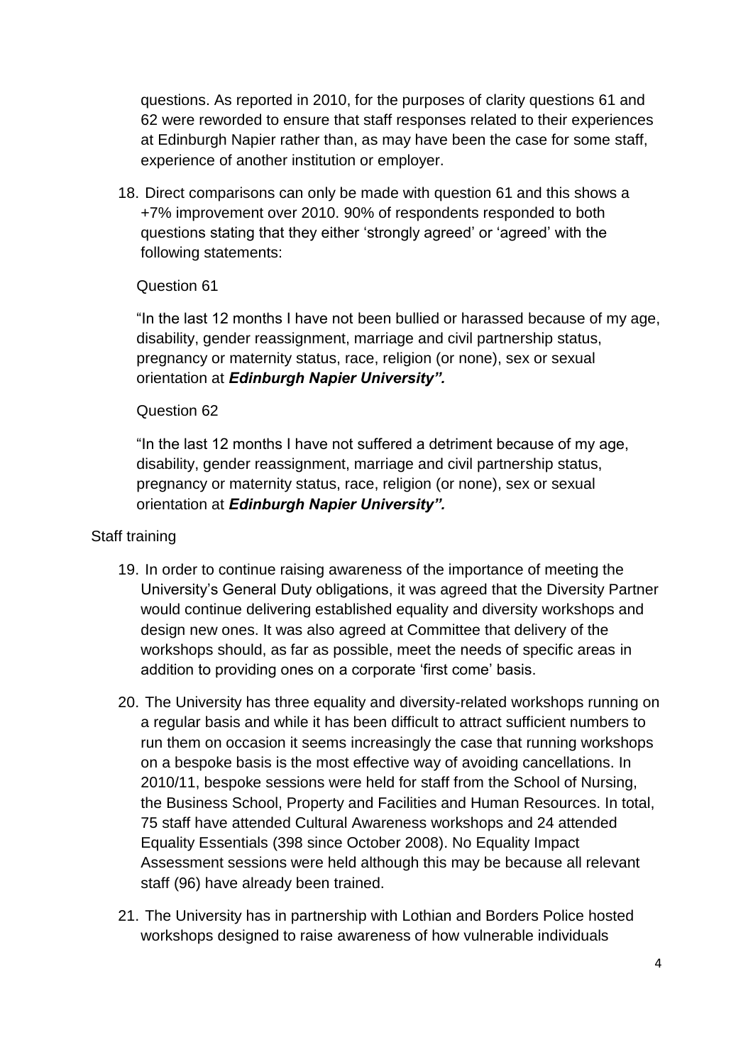questions. As reported in 2010, for the purposes of clarity questions 61 and 62 were reworded to ensure that staff responses related to their experiences at Edinburgh Napier rather than, as may have been the case for some staff, experience of another institution or employer.

18. Direct comparisons can only be made with question 61 and this shows a +7% improvement over 2010. 90% of respondents responded to both questions stating that they either 'strongly agreed' or 'agreed' with the following statements:

    Question 61

    "In the last 12 months I have not been bullied or harassed because of my age, disability, gender reassignment, marriage and civil partnership status, pregnancy or maternity status, race, religion (or none), sex or sexual orientation at ***Edinburgh Napier University".***

    Question 62

    "In the last 12 months I have not suffered a detriment because of my age, disability, gender reassignment, marriage and civil partnership status, pregnancy or maternity status, race, religion (or none), sex or sexual orientation at ***Edinburgh Napier University".***

Staff training

19. In order to continue raising awareness of the importance of meeting the University's General Duty obligations, it was agreed that the Diversity Partner would continue delivering established equality and diversity workshops and design new ones. It was also agreed at Committee that delivery of the workshops should, as far as possible, meet the needs of specific areas in addition to providing ones on a corporate 'first come' basis.

20. The University has three equality and diversity-related workshops running on a regular basis and while it has been difficult to attract sufficient numbers to run them on occasion it seems increasingly the case that running workshops on a bespoke basis is the most effective way of avoiding cancellations. In 2010/11, bespoke sessions were held for staff from the School of Nursing, the Business School, Property and Facilities and Human Resources. In total, 75 staff have attended Cultural Awareness workshops and 24 attended Equality Essentials (398 since October 2008). No Equality Impact Assessment sessions were held although this may be because all relevant staff (96) have already been trained.

21. The University has in partnership with Lothian and Borders Police hosted workshops designed to raise awareness of how vulnerable individuals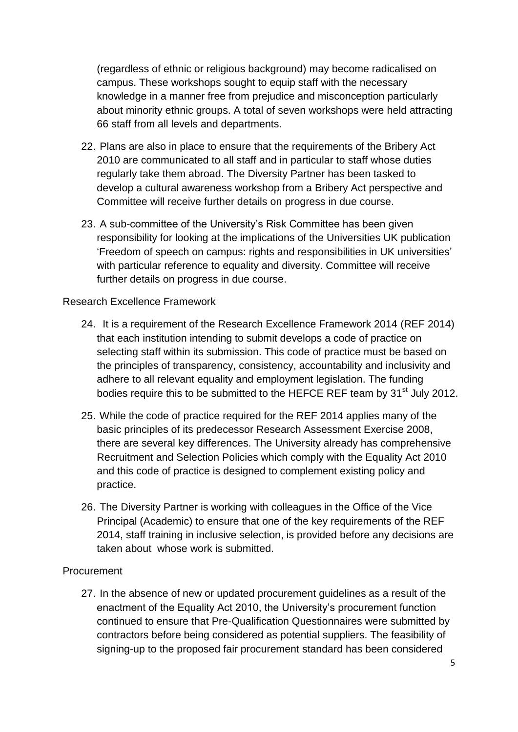(regardless of ethnic or religious background) may become radicalised on campus. These workshops sought to equip staff with the necessary knowledge in a manner free from prejudice and misconception particularly about minority ethnic groups. A total of seven workshops were held attracting 66 staff from all levels and departments.

22. Plans are also in place to ensure that the requirements of the Bribery Act 2010 are communicated to all staff and in particular to staff whose duties regularly take them abroad. The Diversity Partner has been tasked to develop a cultural awareness workshop from a Bribery Act perspective and Committee will receive further details on progress in due course.

23. A sub-committee of the University's Risk Committee has been given responsibility for looking at the implications of the Universities UK publication 'Freedom of speech on campus: rights and responsibilities in UK universities' with particular reference to equality and diversity. Committee will receive further details on progress in due course.

Research Excellence Framework

24. It is a requirement of the Research Excellence Framework 2014 (REF 2014) that each institution intending to submit develops a code of practice on selecting staff within its submission. This code of practice must be based on the principles of transparency, consistency, accountability and inclusivity and adhere to all relevant equality and employment legislation. The funding bodies require this to be submitted to the HEFCE REF team by 31st July 2012.

25. While the code of practice required for the REF 2014 applies many of the basic principles of its predecessor Research Assessment Exercise 2008, there are several key differences. The University already has comprehensive Recruitment and Selection Policies which comply with the Equality Act 2010 and this code of practice is designed to complement existing policy and practice.

26. The Diversity Partner is working with colleagues in the Office of the Vice Principal (Academic) to ensure that one of the key requirements of the REF 2014, staff training in inclusive selection, is provided before any decisions are taken about whose work is submitted.

Procurement

27. In the absence of new or updated procurement guidelines as a result of the enactment of the Equality Act 2010, the University's procurement function continued to ensure that Pre-Qualification Questionnaires were submitted by contractors before being considered as potential suppliers. The feasibility of signing-up to the proposed fair procurement standard has been considered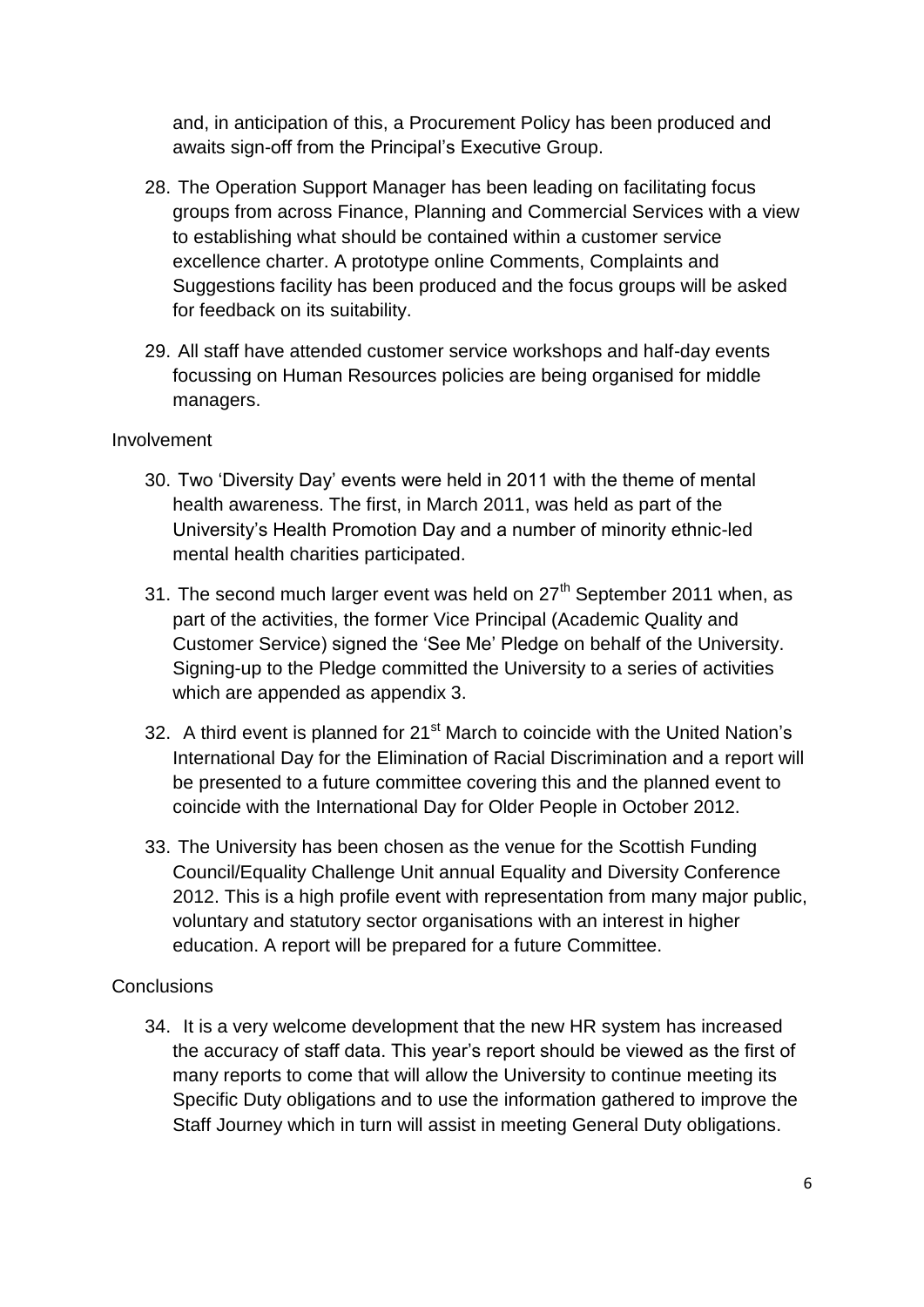and, in anticipation of this, a Procurement Policy has been produced and awaits sign-off from the Principal's Executive Group.

28. The Operation Support Manager has been leading on facilitating focus groups from across Finance, Planning and Commercial Services with a view to establishing what should be contained within a customer service excellence charter. A prototype online Comments, Complaints and Suggestions facility has been produced and the focus groups will be asked for feedback on its suitability.

29. All staff have attended customer service workshops and half-day events focussing on Human Resources policies are being organised for middle managers.

Involvement

30. Two 'Diversity Day' events were held in 2011 with the theme of mental health awareness. The first, in March 2011, was held as part of the University's Health Promotion Day and a number of minority ethnic-led mental health charities participated.

31. The second much larger event was held on 27th September 2011 when, as part of the activities, the former Vice Principal (Academic Quality and Customer Service) signed the 'See Me' Pledge on behalf of the University. Signing-up to the Pledge committed the University to a series of activities which are appended as appendix 3.

32. A third event is planned for 21st March to coincide with the United Nation's International Day for the Elimination of Racial Discrimination and a report will be presented to a future committee covering this and the planned event to coincide with the International Day for Older People in October 2012.

33. The University has been chosen as the venue for the Scottish Funding Council/Equality Challenge Unit annual Equality and Diversity Conference 2012. This is a high profile event with representation from many major public, voluntary and statutory sector organisations with an interest in higher education. A report will be prepared for a future Committee.

Conclusions

34. It is a very welcome development that the new HR system has increased the accuracy of staff data. This year's report should be viewed as the first of many reports to come that will allow the University to continue meeting its Specific Duty obligations and to use the information gathered to improve the Staff Journey which in turn will assist in meeting General Duty obligations.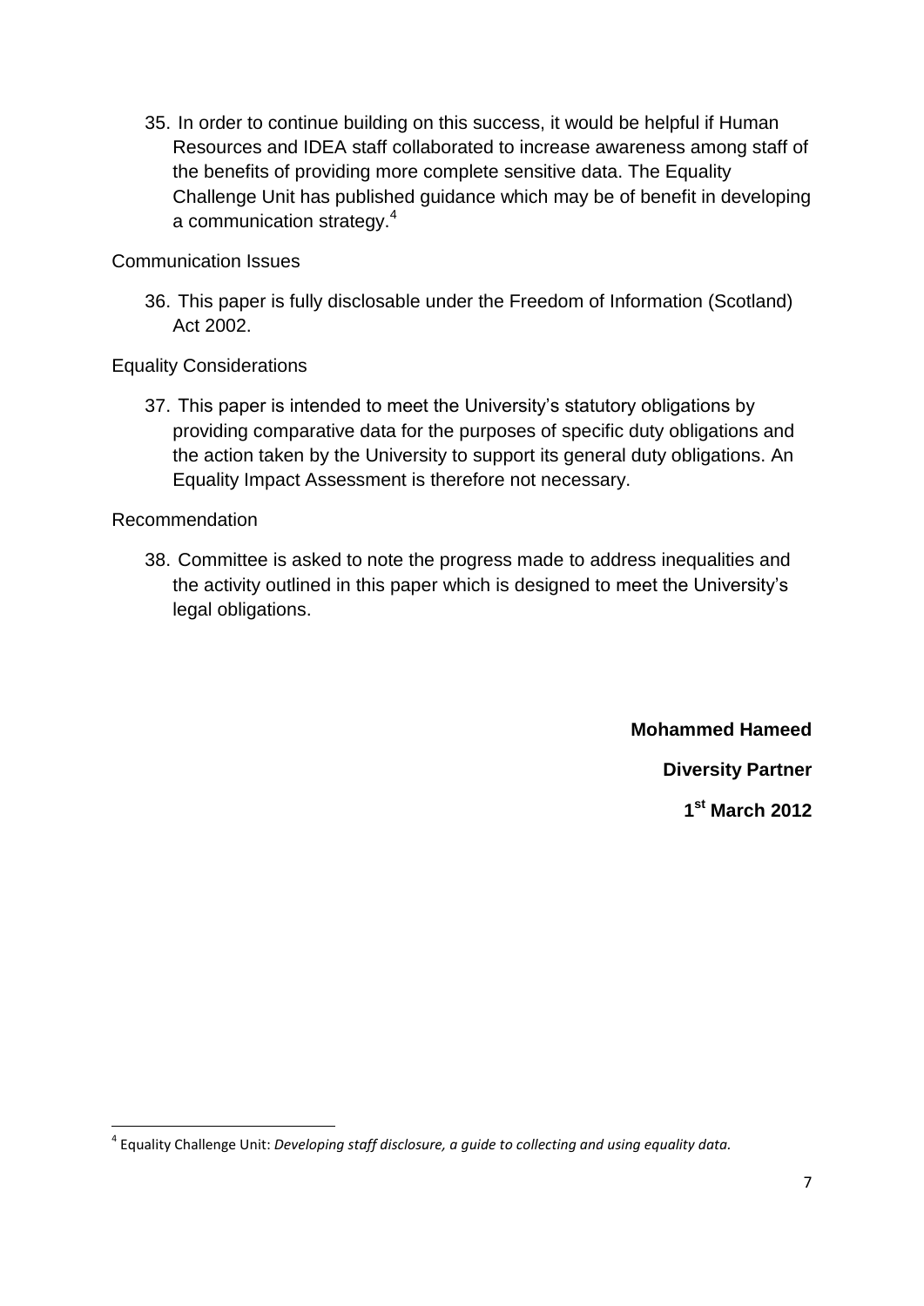35. In order to continue building on this success, it would be helpful if Human Resources and IDEA staff collaborated to increase awareness among staff of the benefits of providing more complete sensitive data. The Equality Challenge Unit has published guidance which may be of benefit in developing a communication strategy.[4]

Communication Issues

36. This paper is fully disclosable under the Freedom of Information (Scotland) Act 2002.

Equality Considerations

37. This paper is intended to meet the University's statutory obligations by providing comparative data for the purposes of specific duty obligations and the action taken by the University to support its general duty obligations. An Equality Impact Assessment is therefore not necessary.

Recommendation

38. Committee is asked to note the progress made to address inequalities and the activity outlined in this paper which is designed to meet the University's legal obligations.

**Mohammed Hameed**

**Diversity Partner**

**1st March 2012**

---

[4] Equality Challenge Unit: *Developing staff disclosure, a guide to collecting and using equality data.*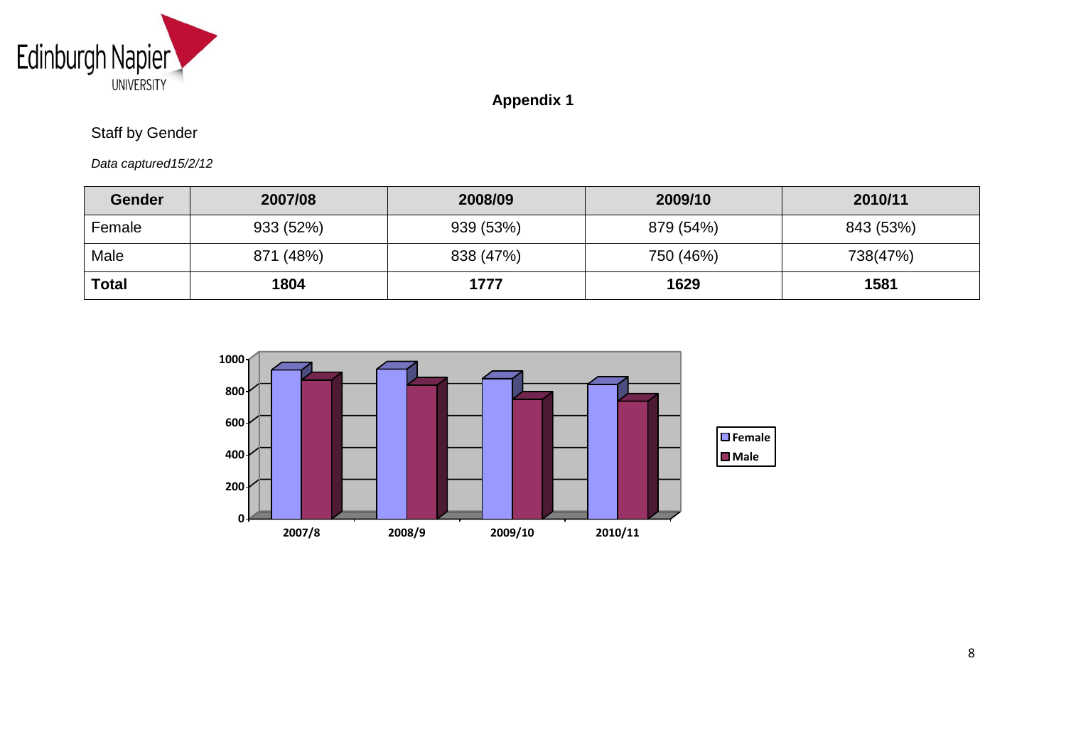## Appendix 1

Staff by Gender

*Data captured15/2/12*

| Gender | 2007/08 | 2008/09 | 2009/10 | 2010/11 |
|---|---|---|---|---|
| Female | 933 (52%) | 939 (53%) | 879 (54%) | 843 (53%) |
| Male | 871 (48%) | 838 (47%) | 750 (46%) | 738(47%) |
| **Total** | **1804** | **1777** | **1629** | **1581** |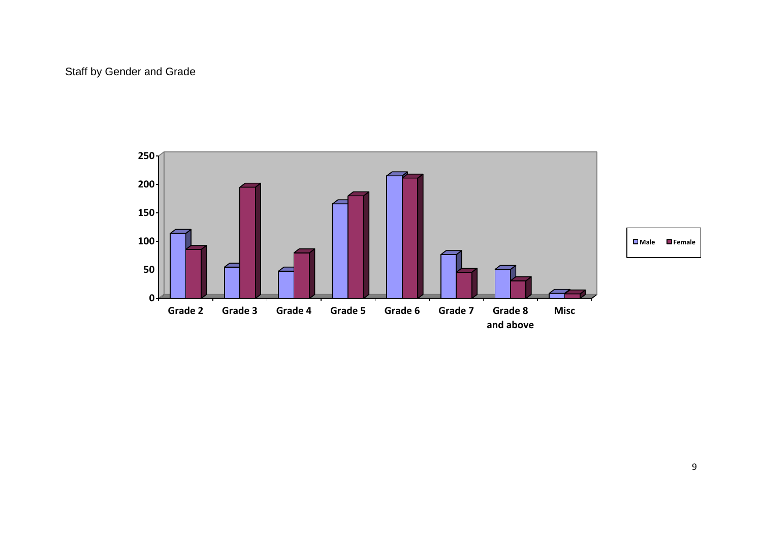Staff by Gender and Grade

| | Grade 2 | Grade 3 | Grade 4 | Grade 5 | Grade 6 | Grade 7 | Grade 8 and above | Misc |
|---|---|---|---|---|---|---|---|---|
| Male | | | | | | | | |
| Female | | | | | | | | |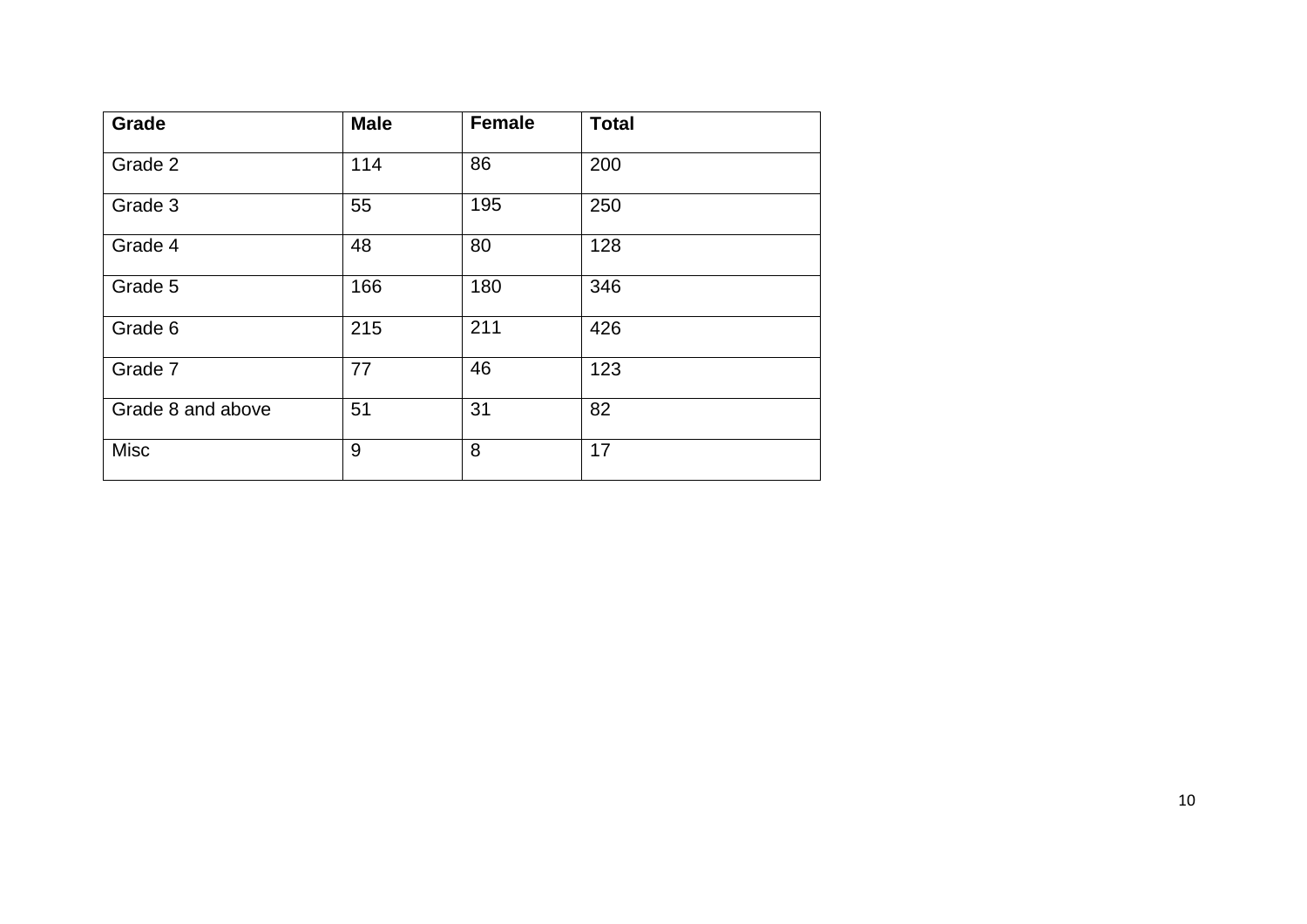| Grade | Male | Female | Total |
| --- | --- | --- | --- |
| Grade 2 | 114 | 86 | 200 |
| Grade 3 | 55 | 195 | 250 |
| Grade 4 | 48 | 80 | 128 |
| Grade 5 | 166 | 180 | 346 |
| Grade 6 | 215 | 211 | 426 |
| Grade 7 | 77 | 46 | 123 |
| Grade 8 and above | 51 | 31 | 82 |
| Misc | 9 | 8 | 17 |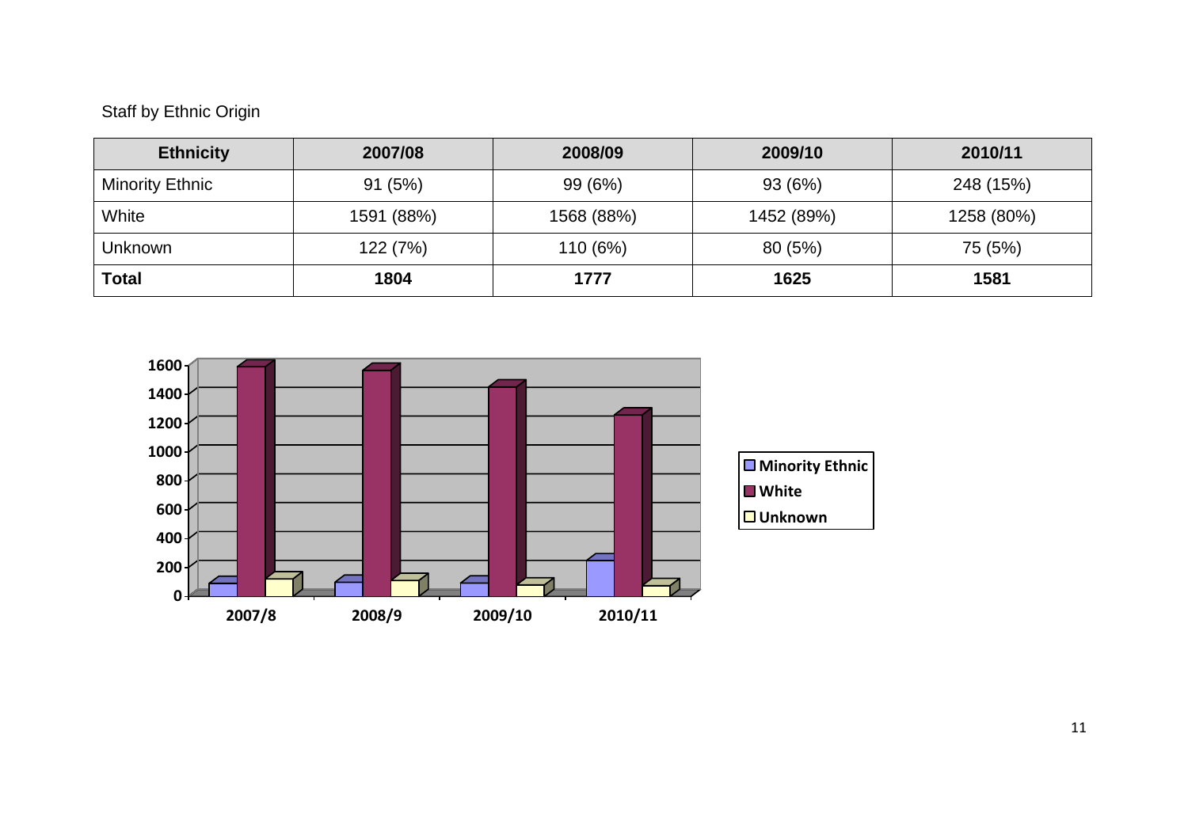Staff by Ethnic Origin

| Ethnicity | 2007/08 | 2008/09 | 2009/10 | 2010/11 |
|---|---|---|---|---|
| Minority Ethnic | 91 (5%) | 99 (6%) | 93 (6%) | 248 (15%) |
| White | 1591 (88%) | 1568 (88%) | 1452 (89%) | 1258 (80%) |
| Unknown | 122 (7%) | 110 (6%) | 80 (5%) | 75 (5%) |
| **Total** | **1804** | **1777** | **1625** | **1581** |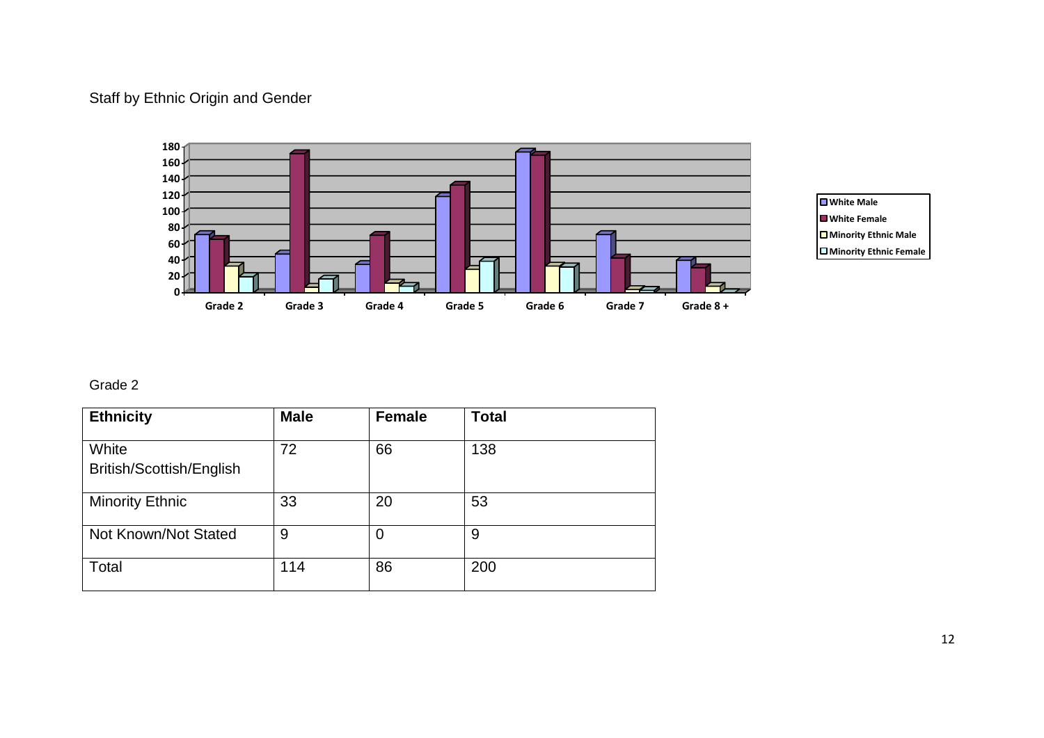Staff by Ethnic Origin and Gender

Grade 2

| Ethnicity | Male | Female | Total |
|---|---|---|---|
| White British/Scottish/English | 72 | 66 | 138 |
| Minority Ethnic | 33 | 20 | 53 |
| Not Known/Not Stated | 9 | 0 | 9 |
| Total | 114 | 86 | 200 |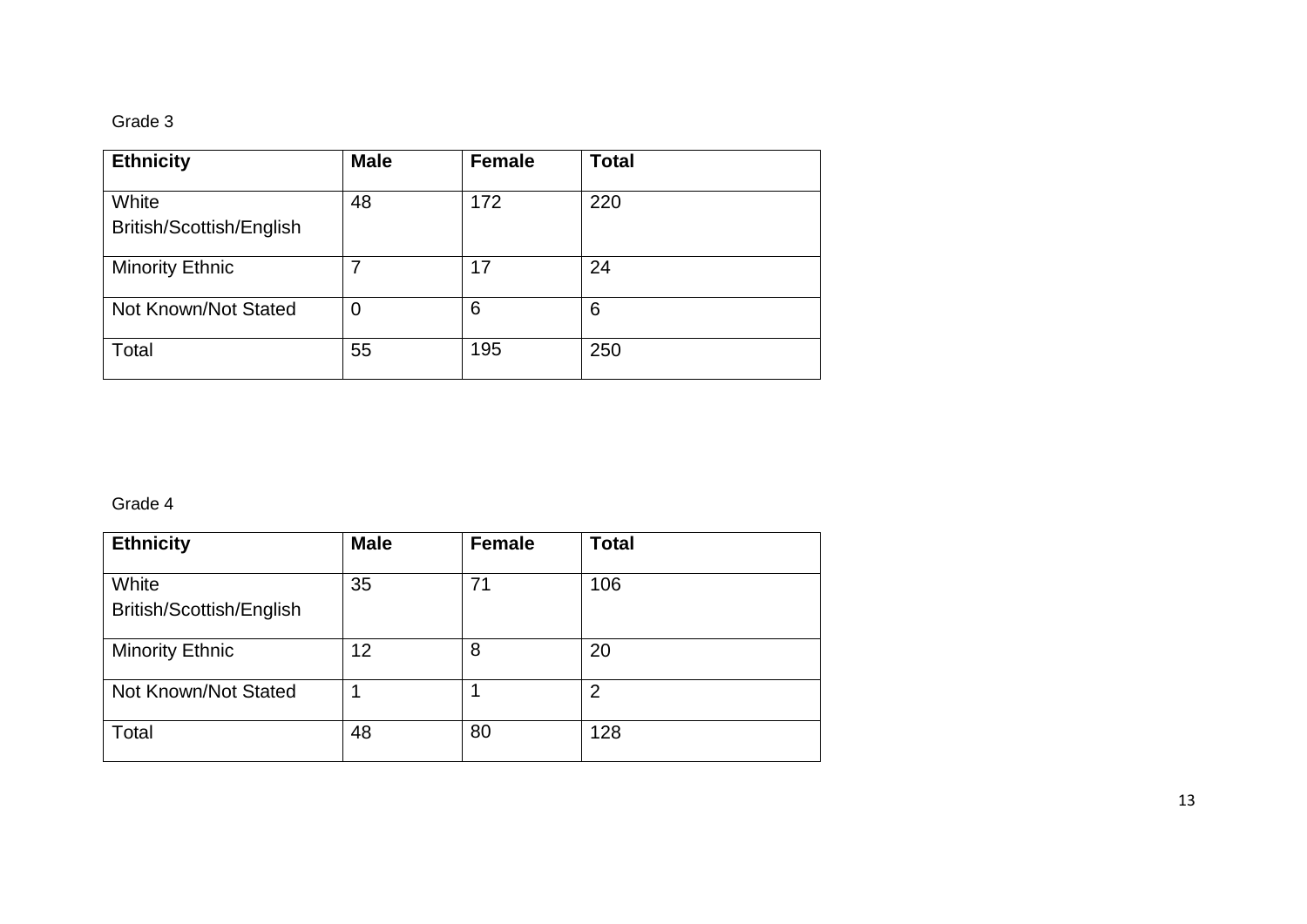Grade 3

| **Ethnicity** | **Male** | **Female** | **Total** |
|---|---|---|---|
| White British/Scottish/English | 48 | 172 | 220 |
| Minority Ethnic | 7 | 17 | 24 |
| Not Known/Not Stated | 0 | 6 | 6 |
| Total | 55 | 195 | 250 |

Grade 4

| **Ethnicity** | **Male** | **Female** | **Total** |
|---|---|---|---|
| White British/Scottish/English | 35 | 71 | 106 |
| Minority Ethnic | 12 | 8 | 20 |
| Not Known/Not Stated | 1 | 1 | 2 |
| Total | 48 | 80 | 128 |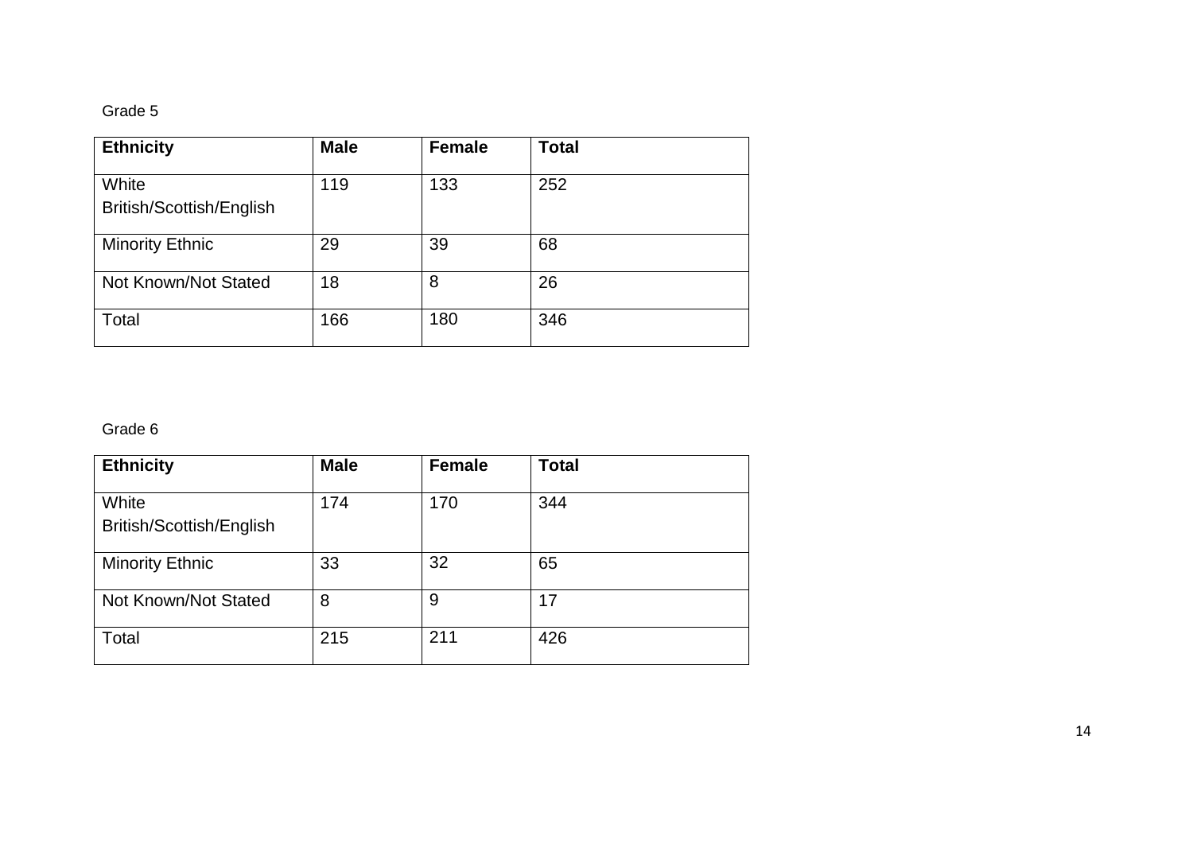Grade 5

| **Ethnicity** | **Male** | **Female** | **Total** |
| --- | --- | --- | --- |
| White British/Scottish/English | 119 | 133 | 252 |
| Minority Ethnic | 29 | 39 | 68 |
| Not Known/Not Stated | 18 | 8 | 26 |
| Total | 166 | 180 | 346 |

Grade 6

| **Ethnicity** | **Male** | **Female** | **Total** |
| --- | --- | --- | --- |
| White British/Scottish/English | 174 | 170 | 344 |
| Minority Ethnic | 33 | 32 | 65 |
| Not Known/Not Stated | 8 | 9 | 17 |
| Total | 215 | 211 | 426 |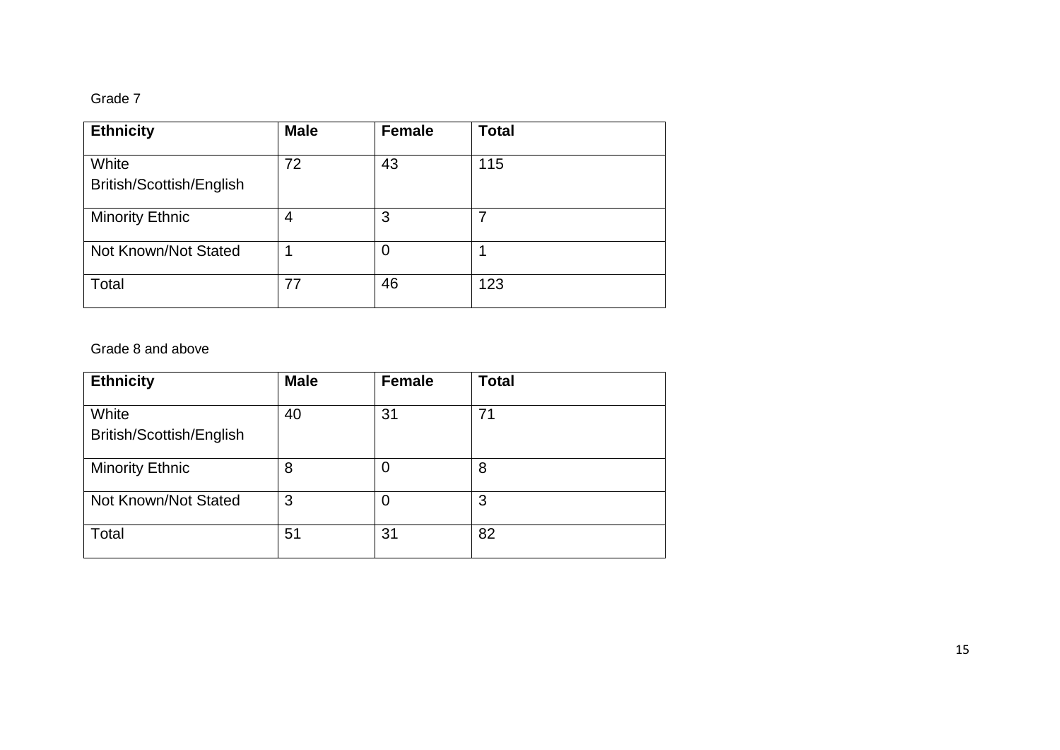Grade 7

| Ethnicity | Male | Female | Total |
|---|---|---|---|
| White British/Scottish/English | 72 | 43 | 115 |
| Minority Ethnic | 4 | 3 | 7 |
| Not Known/Not Stated | 1 | 0 | 1 |
| Total | 77 | 46 | 123 |

Grade 8 and above

| Ethnicity | Male | Female | Total |
|---|---|---|---|
| White British/Scottish/English | 40 | 31 | 71 |
| Minority Ethnic | 8 | 0 | 8 |
| Not Known/Not Stated | 3 | 0 | 3 |
| Total | 51 | 31 | 82 |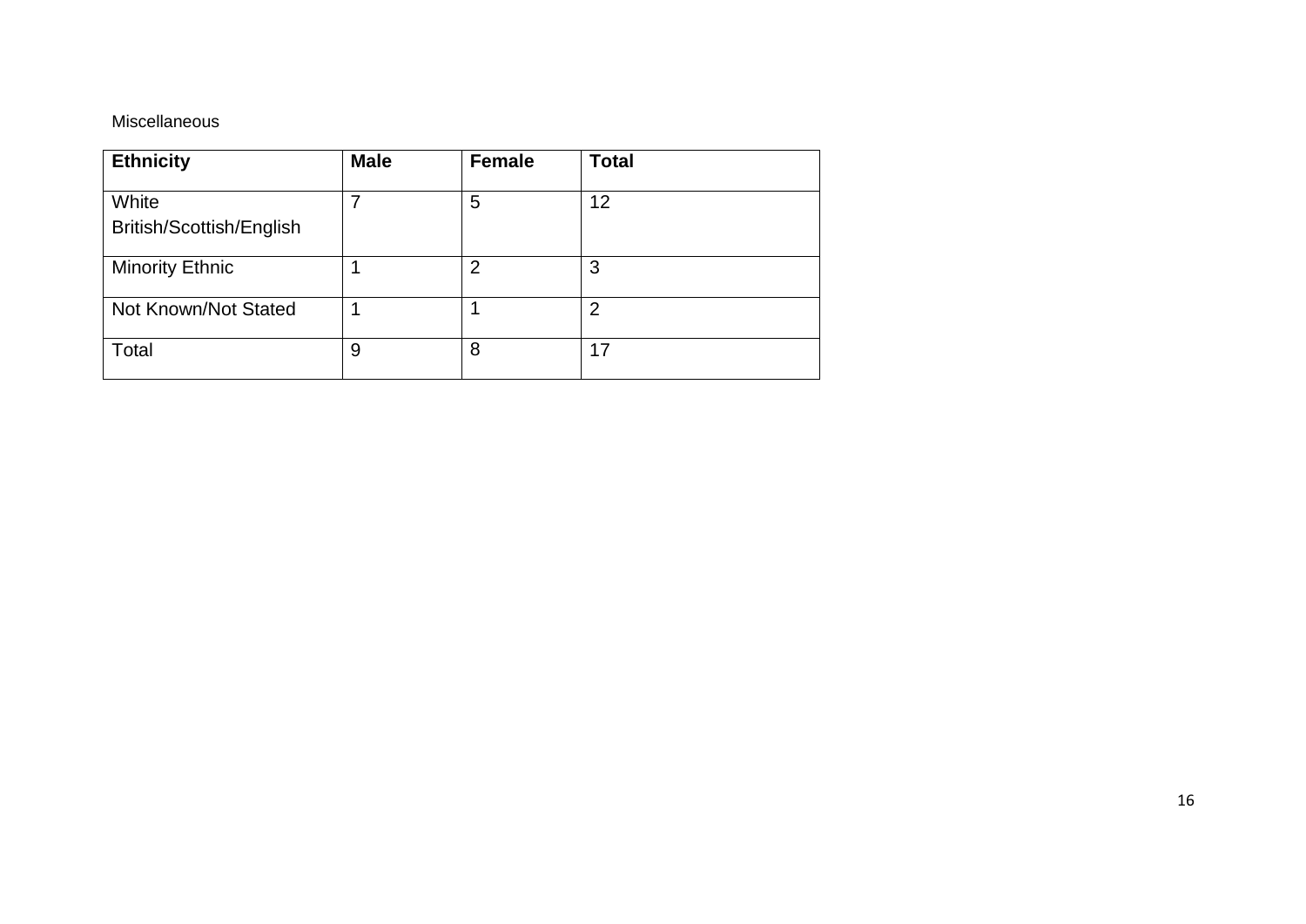Miscellaneous

| **Ethnicity** | **Male** | **Female** | **Total** |
|---|---|---|---|
| White British/Scottish/English | 7 | 5 | 12 |
| Minority Ethnic | 1 | 2 | 3 |
| Not Known/Not Stated | 1 | 1 | 2 |
| Total | 9 | 8 | 17 |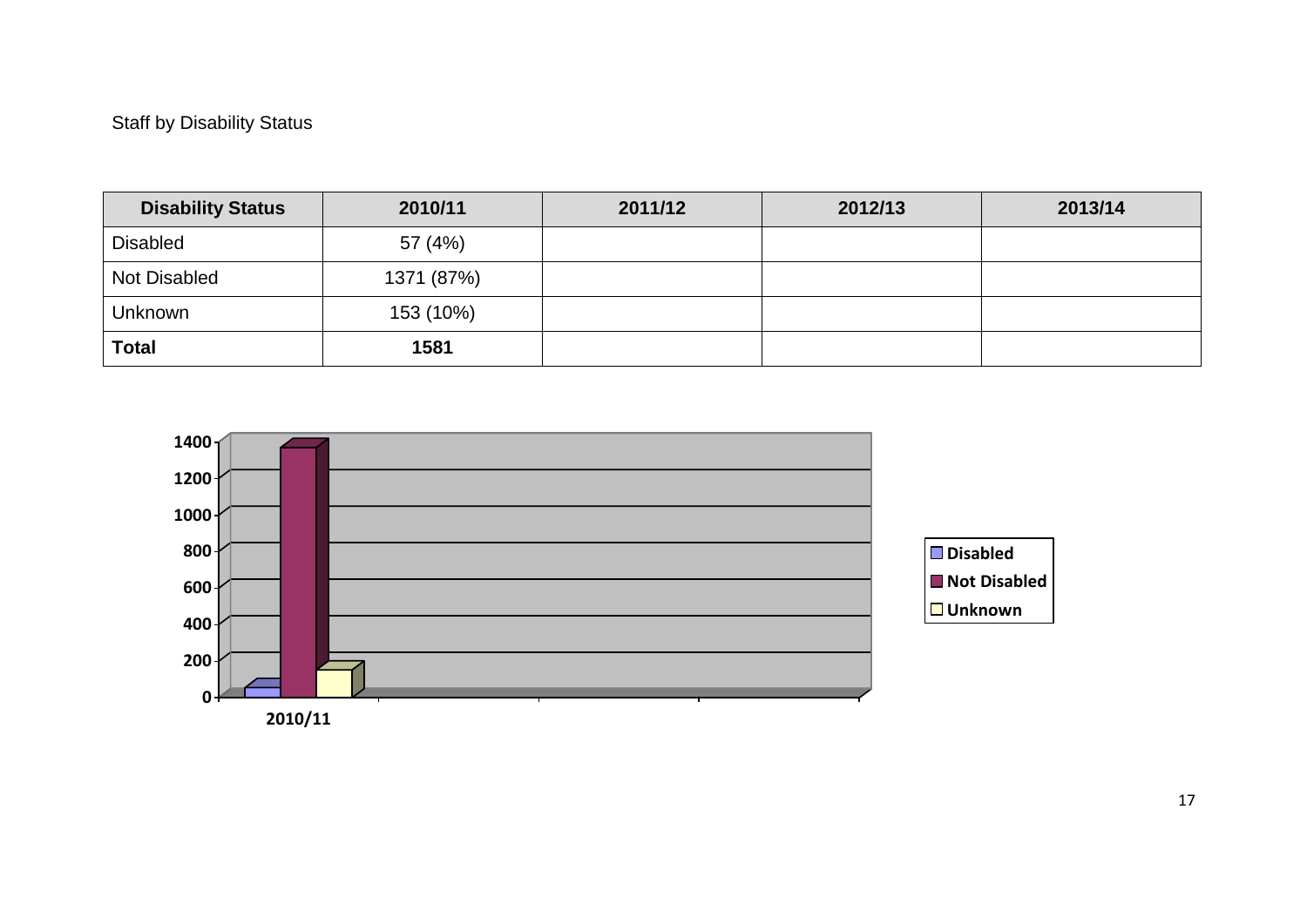Staff by Disability Status

| Disability Status | 2010/11 | 2011/12 | 2012/13 | 2013/14 |
|---|---|---|---|---|
| Disabled | 57 (4%) | | | |
| Not Disabled | 1371 (87%) | | | |
| Unknown | 153 (10%) | | | |
| **Total** | **1581** | | | |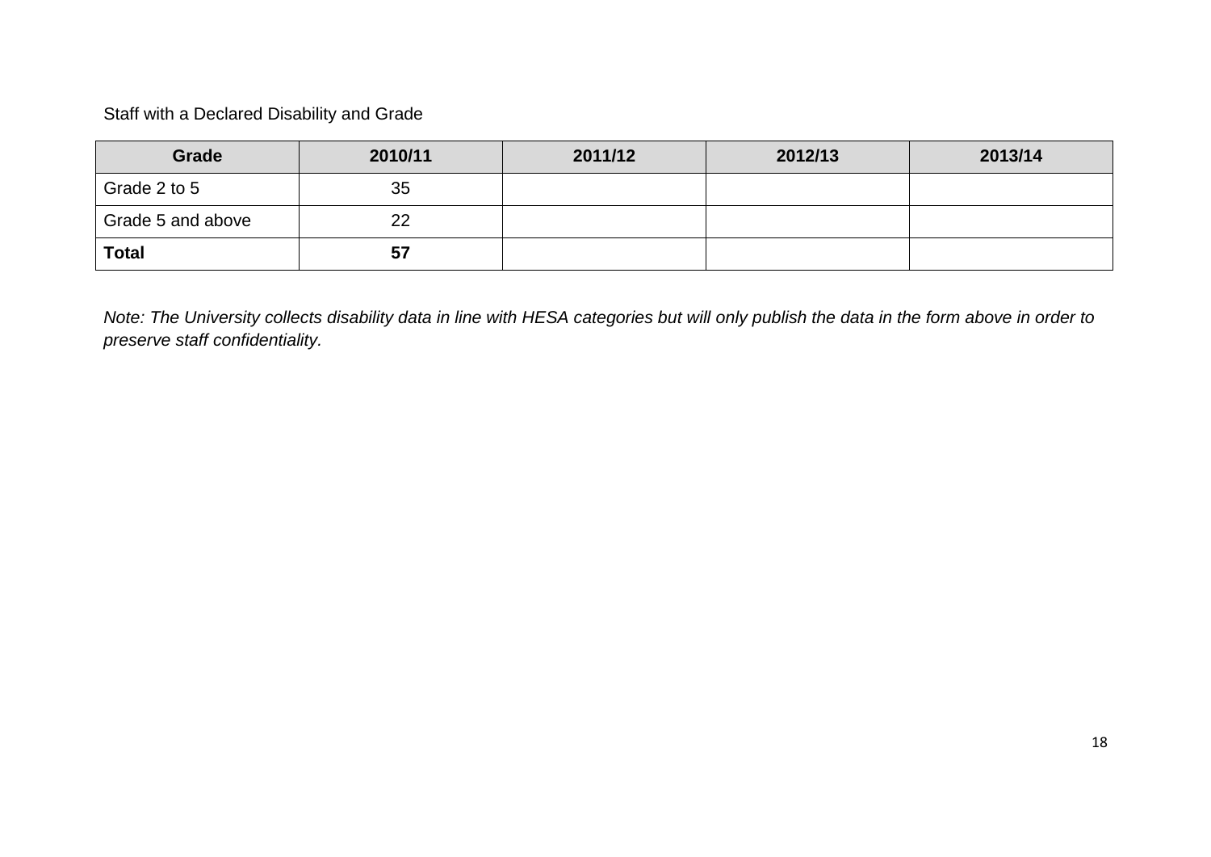Staff with a Declared Disability and Grade

| Grade | 2010/11 | 2011/12 | 2012/13 | 2013/14 |
|---|---|---|---|---|
| Grade 2 to 5 | 35 | | | |
| Grade 5 and above | 22 | | | |
| **Total** | **57** | | | |

*Note: The University collects disability data in line with HESA categories but will only publish the data in the form above in order to preserve staff confidentiality.*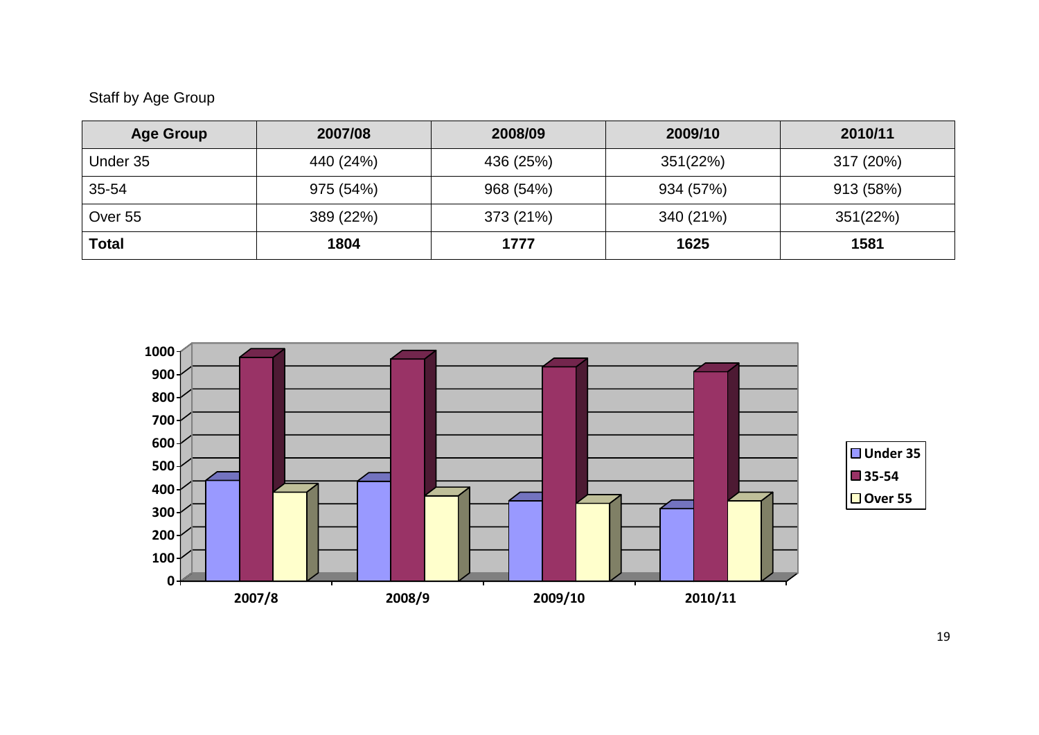Staff by Age Group

| Age Group | 2007/08 | 2008/09 | 2009/10 | 2010/11 |
|---|---|---|---|---|
| Under 35 | 440 (24%) | 436 (25%) | 351(22%) | 317 (20%) |
| 35-54 | 975 (54%) | 968 (54%) | 934 (57%) | 913 (58%) |
| Over 55 | 389 (22%) | 373 (21%) | 340 (21%) | 351(22%) |
| **Total** | **1804** | **1777** | **1625** | **1581** |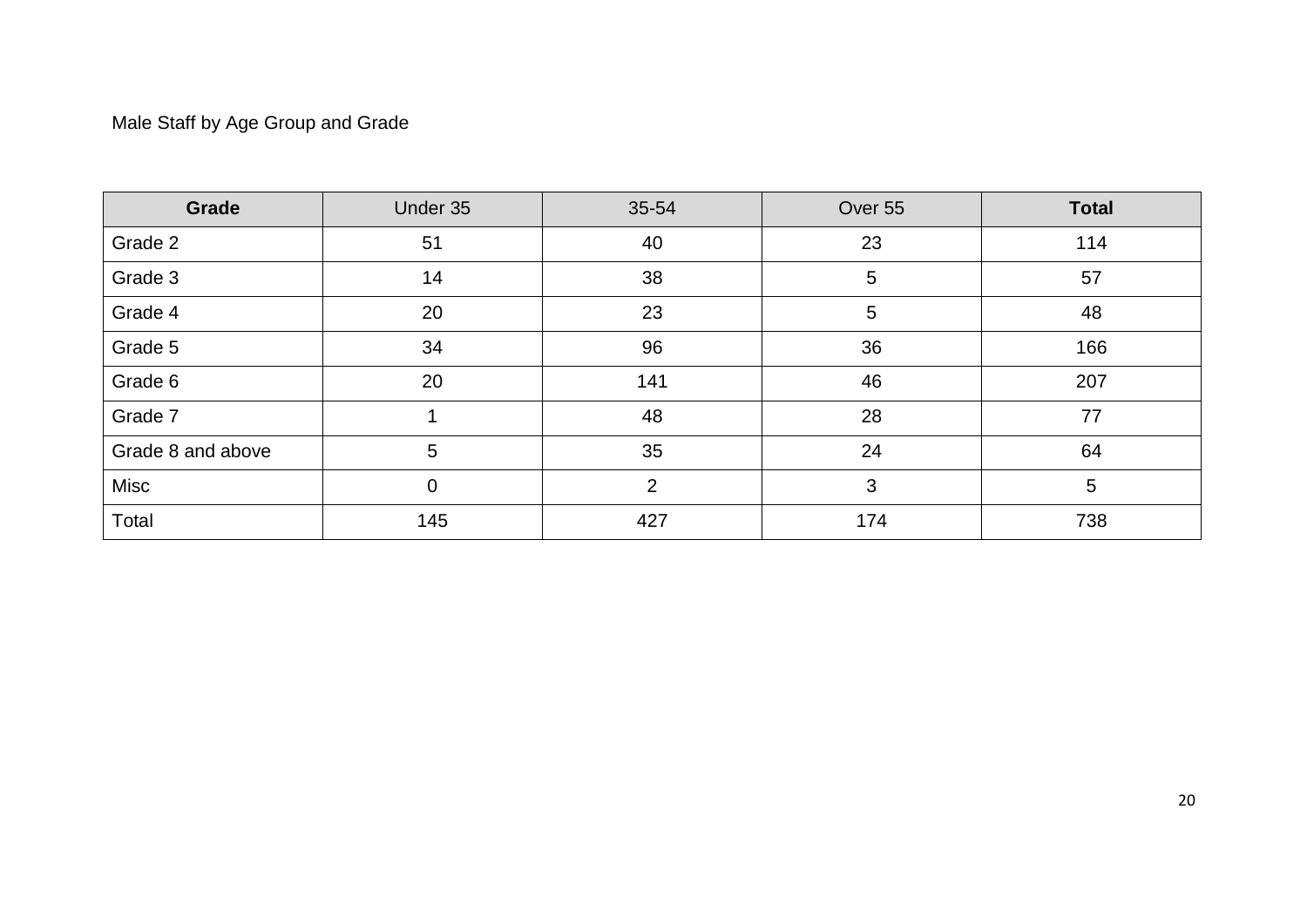Male Staff by Age Group and Grade

| **Grade** | Under 35 | 35-54 | Over 55 | **Total** |
|---|---|---|---|---|
| Grade 2 | 51 | 40 | 23 | 114 |
| Grade 3 | 14 | 38 | 5 | 57 |
| Grade 4 | 20 | 23 | 5 | 48 |
| Grade 5 | 34 | 96 | 36 | 166 |
| Grade 6 | 20 | 141 | 46 | 207 |
| Grade 7 | 1 | 48 | 28 | 77 |
| Grade 8 and above | 5 | 35 | 24 | 64 |
| Misc | 0 | 2 | 3 | 5 |
| Total | 145 | 427 | 174 | 738 |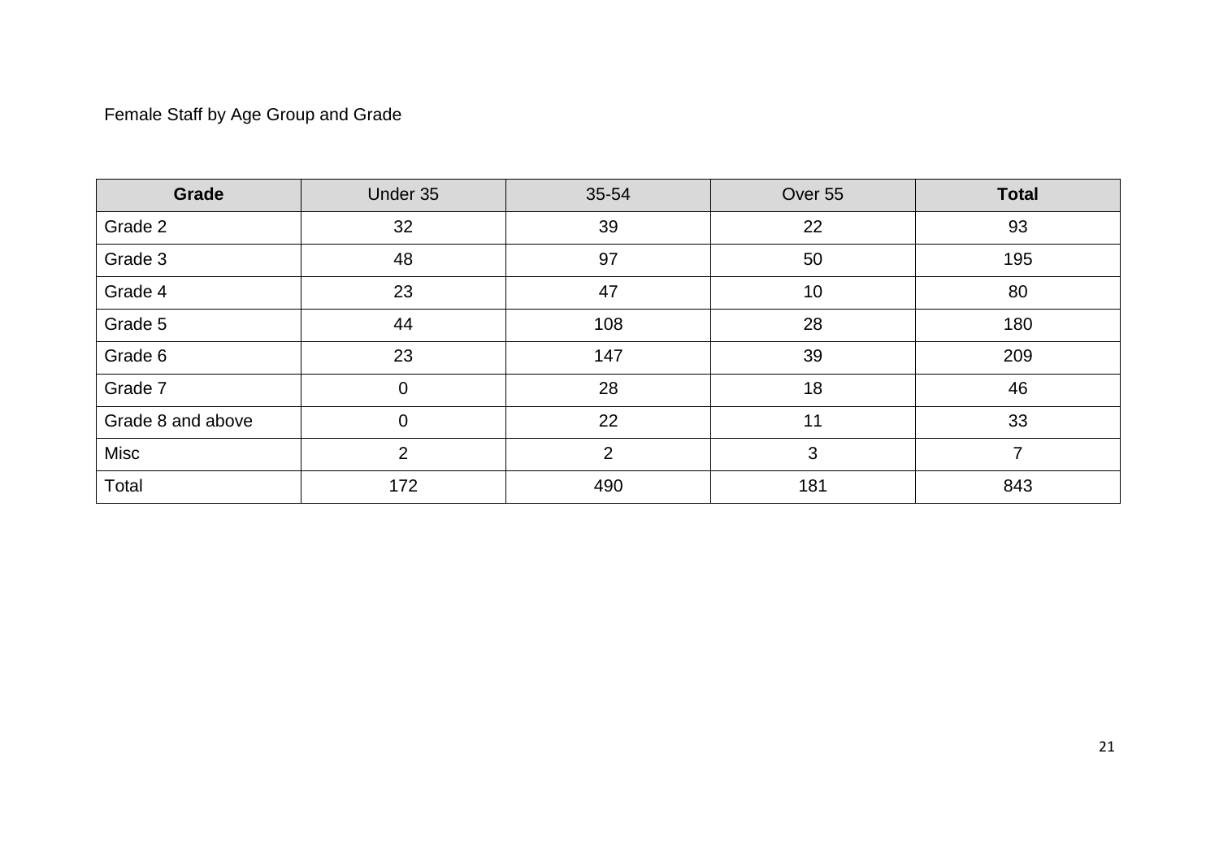Female Staff by Age Group and Grade

| **Grade** | Under 35 | 35-54 | Over 55 | **Total** |
|---|---|---|---|---|
| Grade 2 | 32 | 39 | 22 | 93 |
| Grade 3 | 48 | 97 | 50 | 195 |
| Grade 4 | 23 | 47 | 10 | 80 |
| Grade 5 | 44 | 108 | 28 | 180 |
| Grade 6 | 23 | 147 | 39 | 209 |
| Grade 7 | 0 | 28 | 18 | 46 |
| Grade 8 and above | 0 | 22 | 11 | 33 |
| Misc | 2 | 2 | 3 | 7 |
| Total | 172 | 490 | 181 | 843 |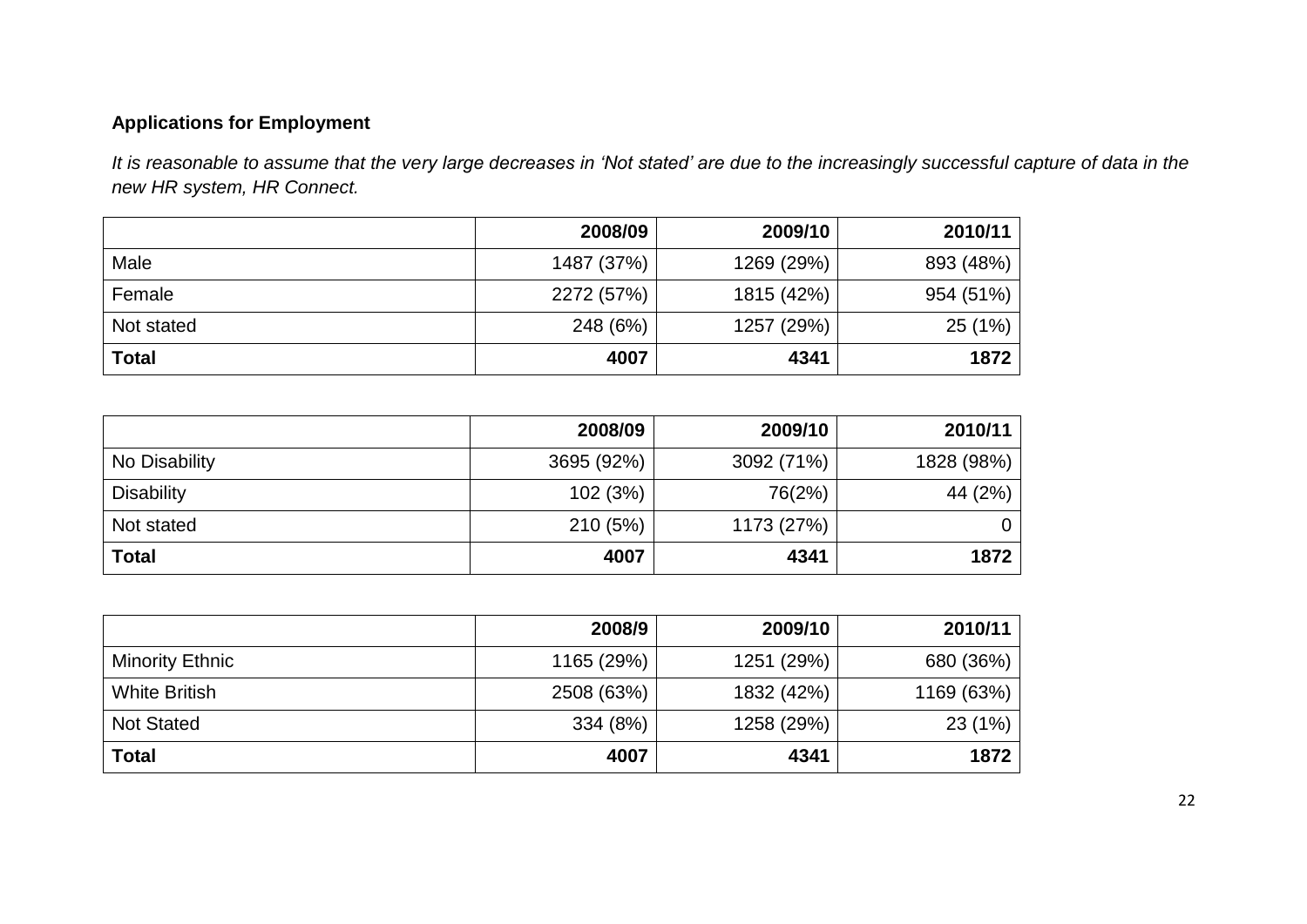**Applications for Employment**

*It is reasonable to assume that the very large decreases in 'Not stated' are due to the increasingly successful capture of data in the new HR system, HR Connect.*

| | 2008/09 | 2009/10 | 2010/11 |
|---|---:|---:|---:|
| Male | 1487 (37%) | 1269 (29%) | 893 (48%) |
| Female | 2272 (57%) | 1815 (42%) | 954 (51%) |
| Not stated | 248 (6%) | 1257 (29%) | 25 (1%) |
| **Total** | **4007** | **4341** | **1872** |

| | 2008/09 | 2009/10 | 2010/11 |
|---|---:|---:|---:|
| No Disability | 3695 (92%) | 3092 (71%) | 1828 (98%) |
| Disability | 102 (3%) | 76(2%) | 44 (2%) |
| Not stated | 210 (5%) | 1173 (27%) | 0 |
| **Total** | **4007** | **4341** | **1872** |

| | 2008/9 | 2009/10 | 2010/11 |
|---|---:|---:|---:|
| Minority Ethnic | 1165 (29%) | 1251 (29%) | 680 (36%) |
| White British | 2508 (63%) | 1832 (42%) | 1169 (63%) |
| Not Stated | 334 (8%) | 1258 (29%) | 23 (1%) |
| **Total** | **4007** | **4341** | **1872** |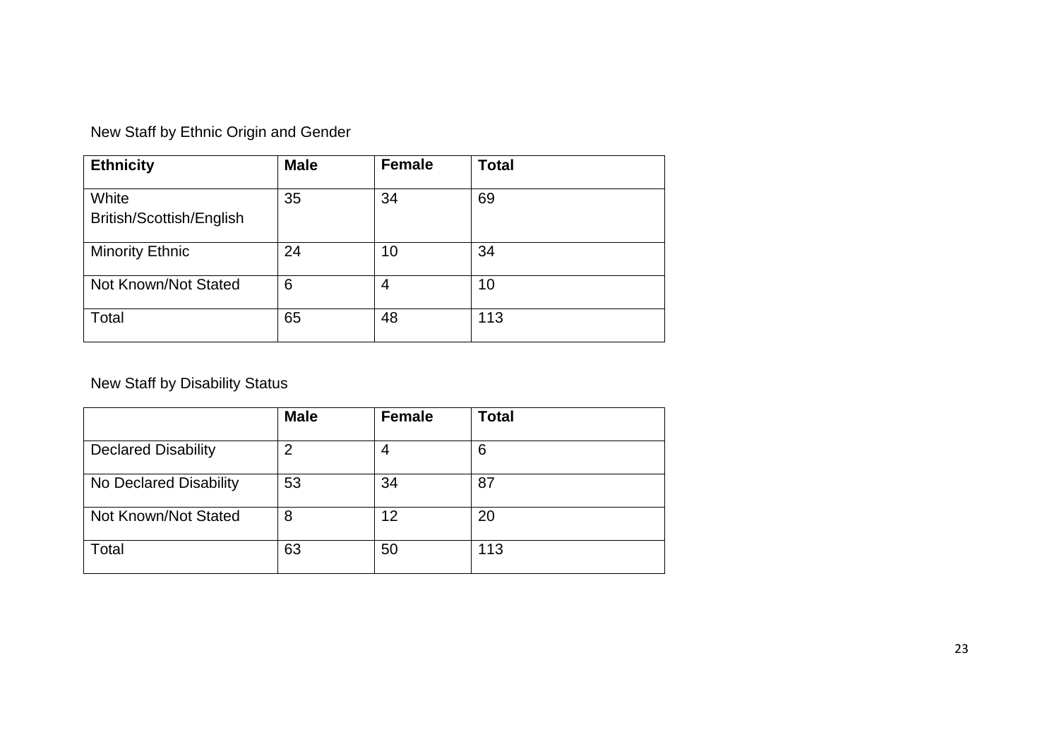New Staff by Ethnic Origin and Gender

| Ethnicity | Male | Female | Total |
| --- | --- | --- | --- |
| White British/Scottish/English | 35 | 34 | 69 |
| Minority Ethnic | 24 | 10 | 34 |
| Not Known/Not Stated | 6 | 4 | 10 |
| Total | 65 | 48 | 113 |

New Staff by Disability Status

| | Male | Female | Total |
| --- | --- | --- | --- |
| Declared Disability | 2 | 4 | 6 |
| No Declared Disability | 53 | 34 | 87 |
| Not Known/Not Stated | 8 | 12 | 20 |
| Total | 63 | 50 | 113 |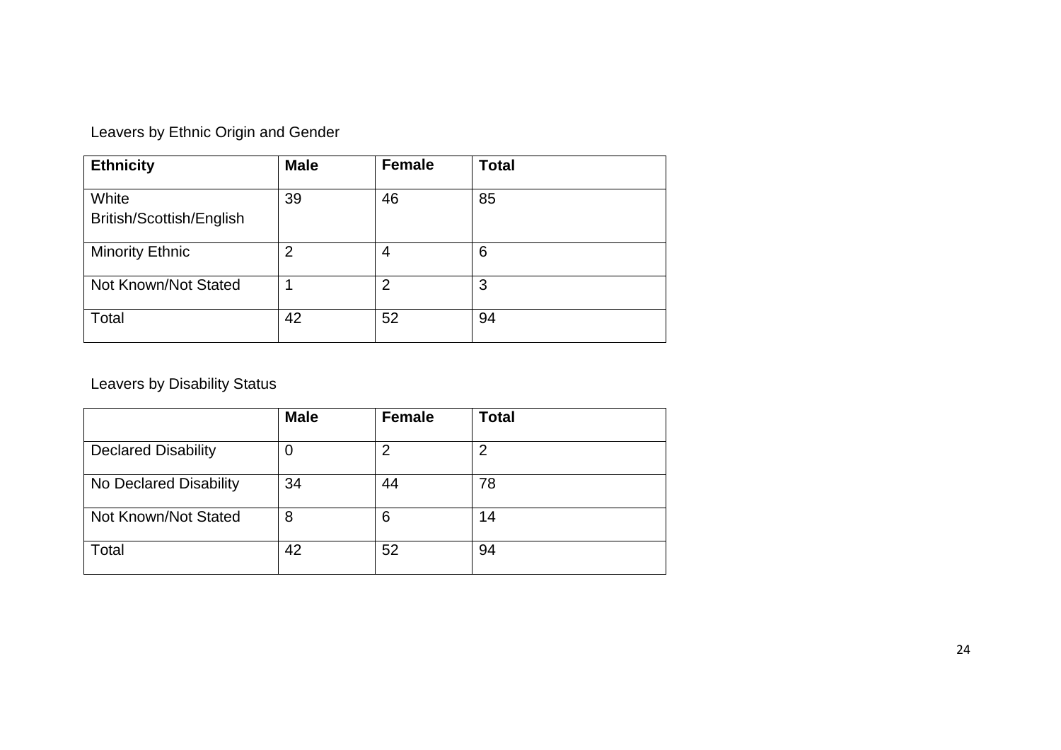Leavers by Ethnic Origin and Gender

| **Ethnicity** | **Male** | **Female** | **Total** |
|---|---|---|---|
| White British/Scottish/English | 39 | 46 | 85 |
| Minority Ethnic | 2 | 4 | 6 |
| Not Known/Not Stated | 1 | 2 | 3 |
| Total | 42 | 52 | 94 |

Leavers by Disability Status

| | **Male** | **Female** | **Total** |
|---|---|---|---|
| Declared Disability | 0 | 2 | 2 |
| No Declared Disability | 34 | 44 | 78 |
| Not Known/Not Stated | 8 | 6 | 14 |
| Total | 42 | 52 | 94 |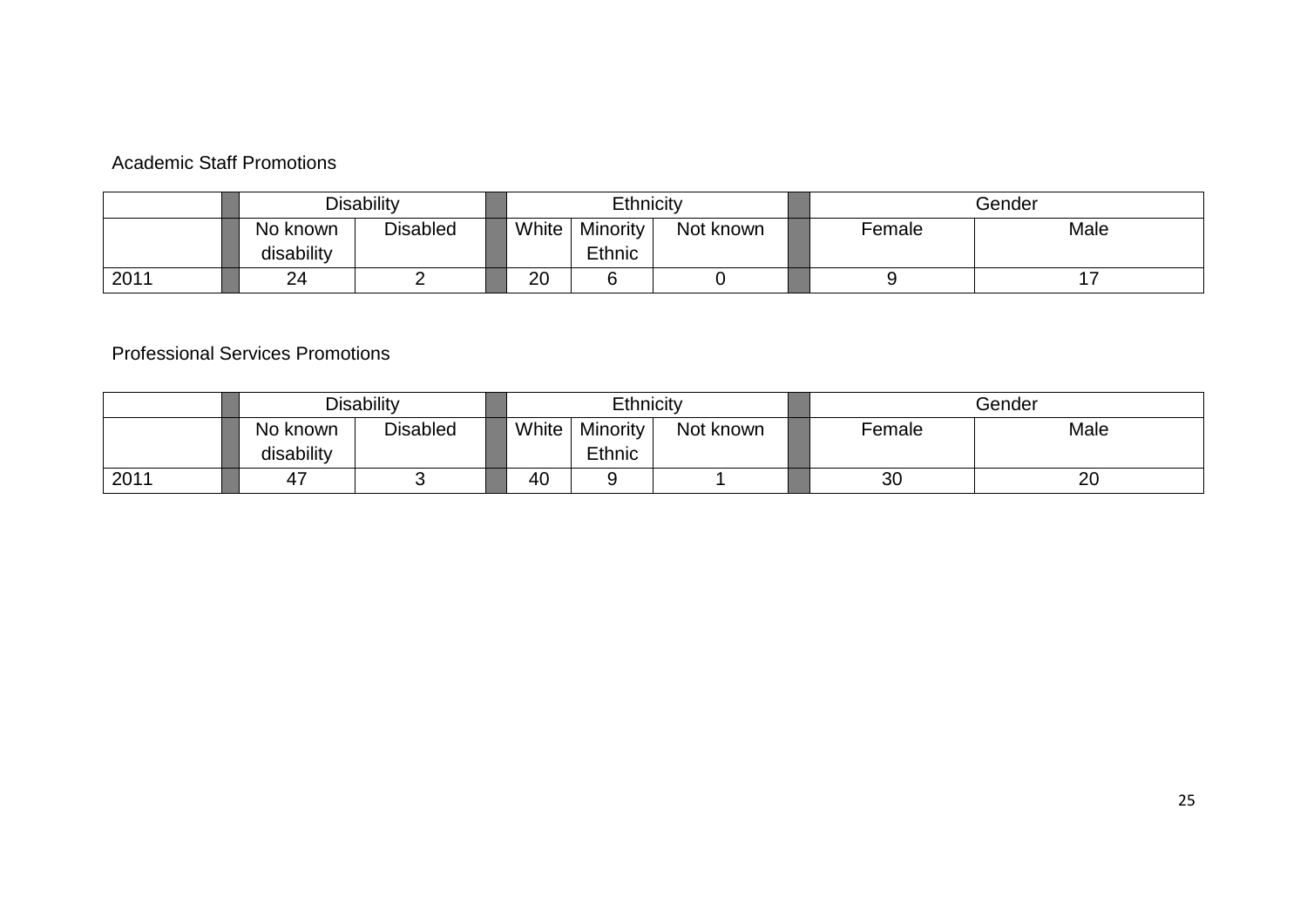Academic Staff Promotions

| | | Disability | | | Ethnicity | | | | Gender | |
|---|---|---|---|---|---|---|---|---|---|---|
| | | No known disability | Disabled | | White | Minority Ethnic | Not known | | Female | Male |
| 2011 | | 24 | 2 | | 20 | 6 | 0 | | 9 | 17 |

Professional Services Promotions

| | | Disability | | | Ethnicity | | | | Gender | |
|---|---|---|---|---|---|---|---|---|---|---|
| | | No known disability | Disabled | | White | Minority Ethnic | Not known | | Female | Male |
| 2011 | | 47 | 3 | | 40 | 9 | 1 | | 30 | 20 |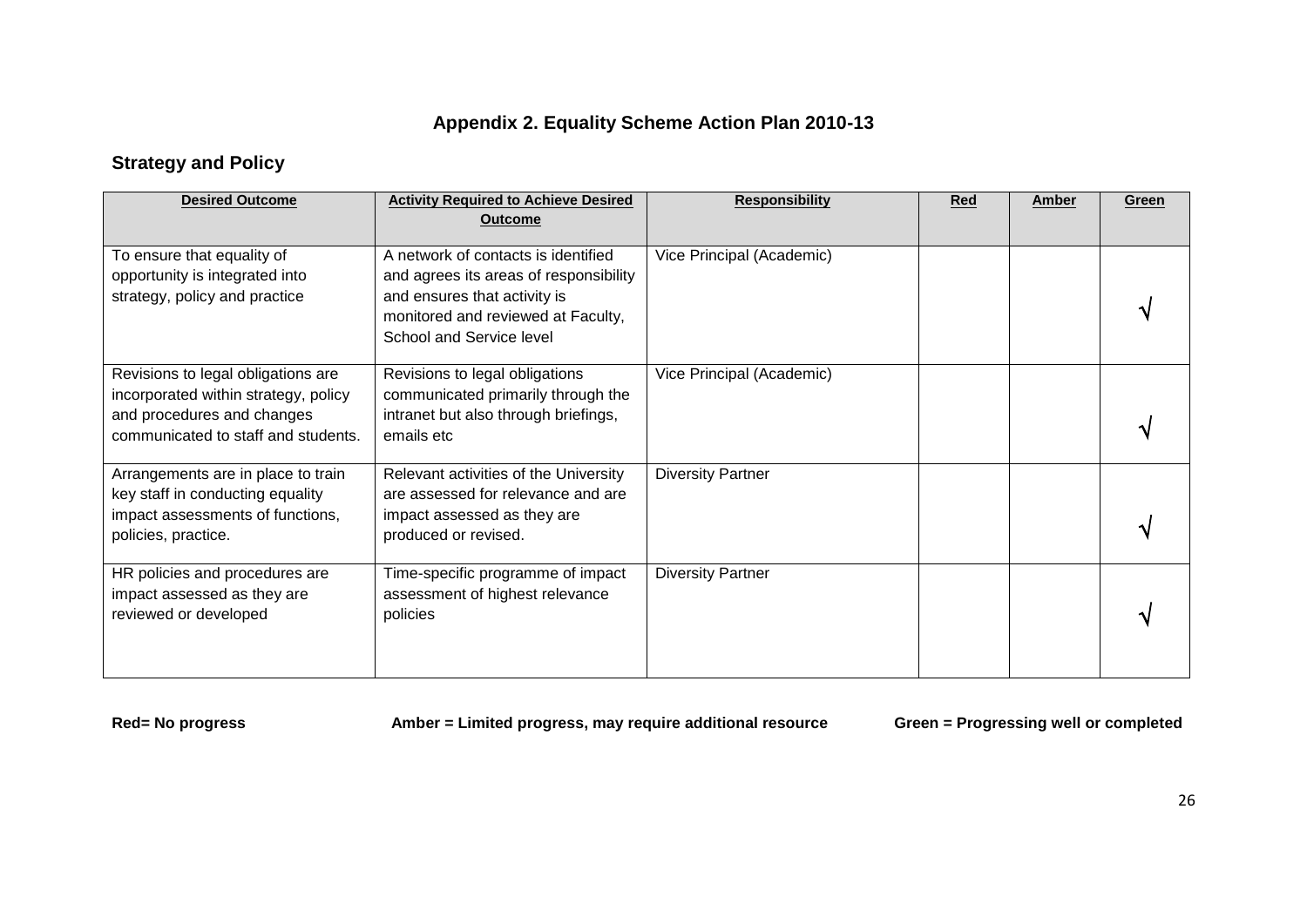# Appendix 2. Equality Scheme Action Plan 2010-13

## Strategy and Policy

| Desired Outcome | Activity Required to Achieve Desired Outcome | Responsibility | Red | Amber | Green |
|---|---|---|---|---|---|
| To ensure that equality of opportunity is integrated into strategy, policy and practice | A network of contacts is identified and agrees its areas of responsibility and ensures that activity is monitored and reviewed at Faculty, School and Service level | Vice Principal (Academic) | | | √ |
| Revisions to legal obligations are incorporated within strategy, policy and procedures and changes communicated to staff and students. | Revisions to legal obligations communicated primarily through the intranet but also through briefings, emails etc | Vice Principal (Academic) | | | √ |
| Arrangements are in place to train key staff in conducting equality impact assessments of functions, policies, practice. | Relevant activities of the University are assessed for relevance and are impact assessed as they are produced or revised. | Diversity Partner | | | √ |
| HR policies and procedures are impact assessed as they are reviewed or developed | Time-specific programme of impact assessment of highest relevance policies | Diversity Partner | | | √ |

**Red= No progress** **Amber = Limited progress, may require additional resource** **Green = Progressing well or completed**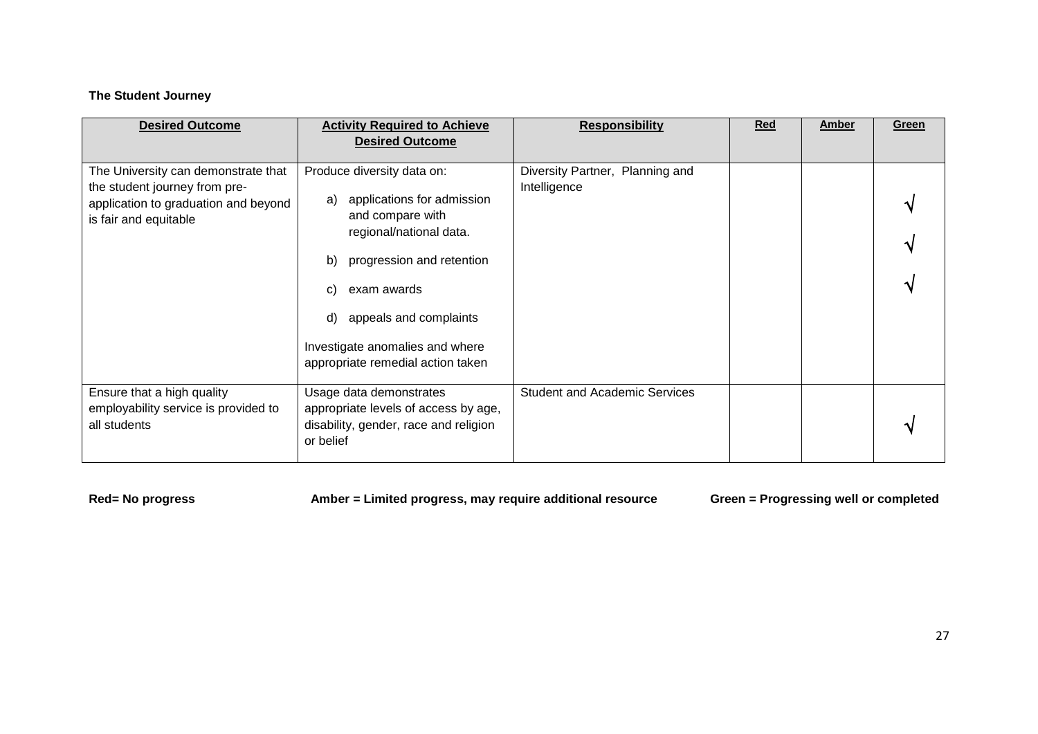**The Student Journey**

| Desired Outcome | Activity Required to Achieve Desired Outcome | Responsibility | Red | Amber | Green |
|---|---|---|---|---|---|
| The University can demonstrate that the student journey from pre-application to graduation and beyond is fair and equitable | Produce diversity data on:<br>a) applications for admission and compare with regional/national data.<br>b) progression and retention<br>c) exam awards<br>d) appeals and complaints<br>Investigate anomalies and where appropriate remedial action taken | Diversity Partner, Planning and Intelligence | | | √<br>√<br>√ |
| Ensure that a high quality employability service is provided to all students | Usage data demonstrates appropriate levels of access by age, disability, gender, race and religion or belief | Student and Academic Services | | | √ |

**Red= No progress** **Amber = Limited progress, may require additional resource** **Green = Progressing well or completed**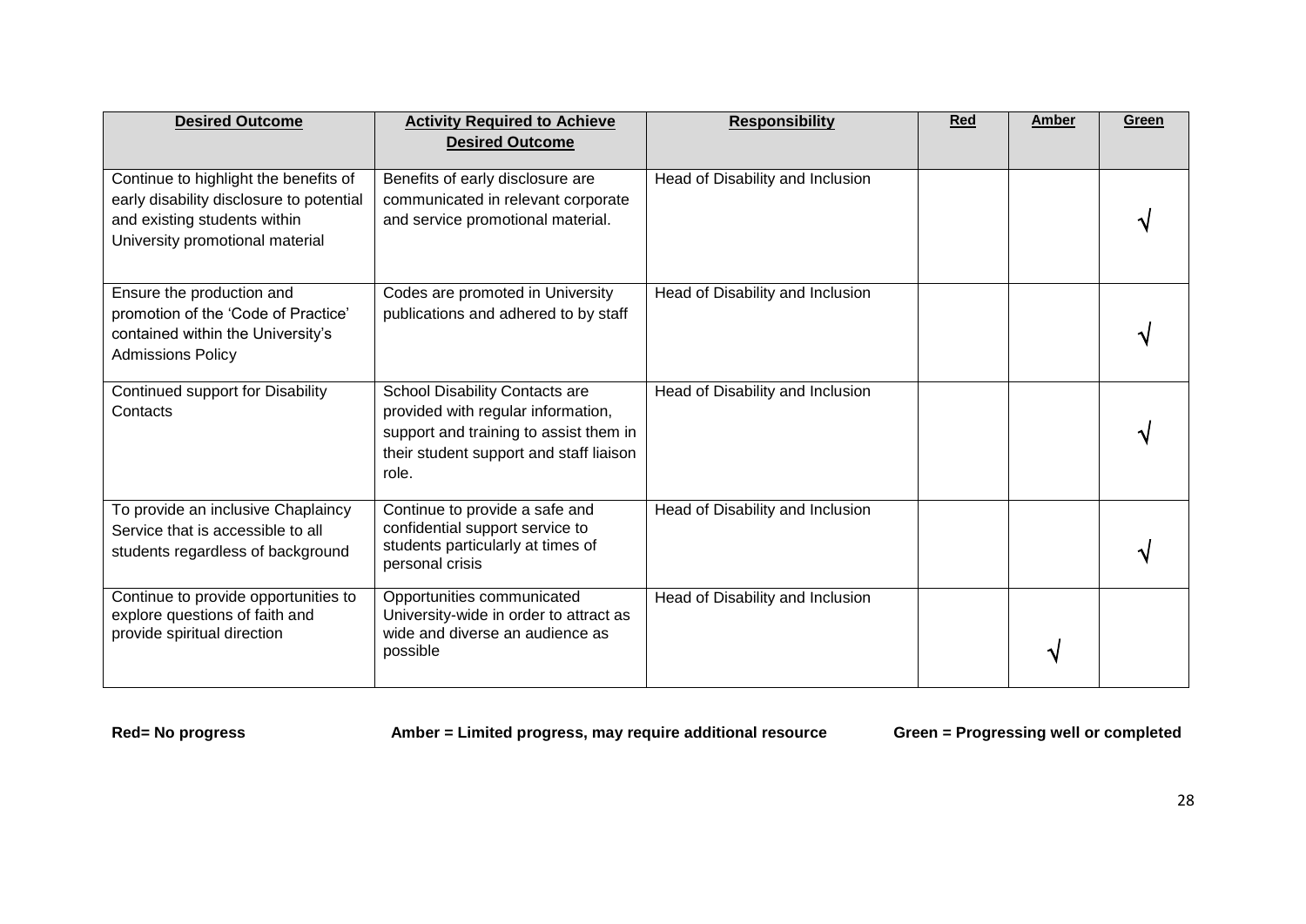| Desired Outcome | Activity Required to Achieve Desired Outcome | Responsibility | Red | Amber | Green |
|---|---|---|---|---|---|
| Continue to highlight the benefits of early disability disclosure to potential and existing students within University promotional material | Benefits of early disclosure are communicated in relevant corporate and service promotional material. | Head of Disability and Inclusion | | | √ |
| Ensure the production and promotion of the 'Code of Practice' contained within the University's Admissions Policy | Codes are promoted in University publications and adhered to by staff | Head of Disability and Inclusion | | | √ |
| Continued support for Disability Contacts | School Disability Contacts are provided with regular information, support and training to assist them in their student support and staff liaison role. | Head of Disability and Inclusion | | | √ |
| To provide an inclusive Chaplaincy Service that is accessible to all students regardless of background | Continue to provide a safe and confidential support service to students particularly at times of personal crisis | Head of Disability and Inclusion | | | √ |
| Continue to provide opportunities to explore questions of faith and provide spiritual direction | Opportunities communicated University-wide in order to attract as wide and diverse an audience as possible | Head of Disability and Inclusion | | √ | |

**Red= No progress** **Amber = Limited progress, may require additional resource** **Green = Progressing well or completed**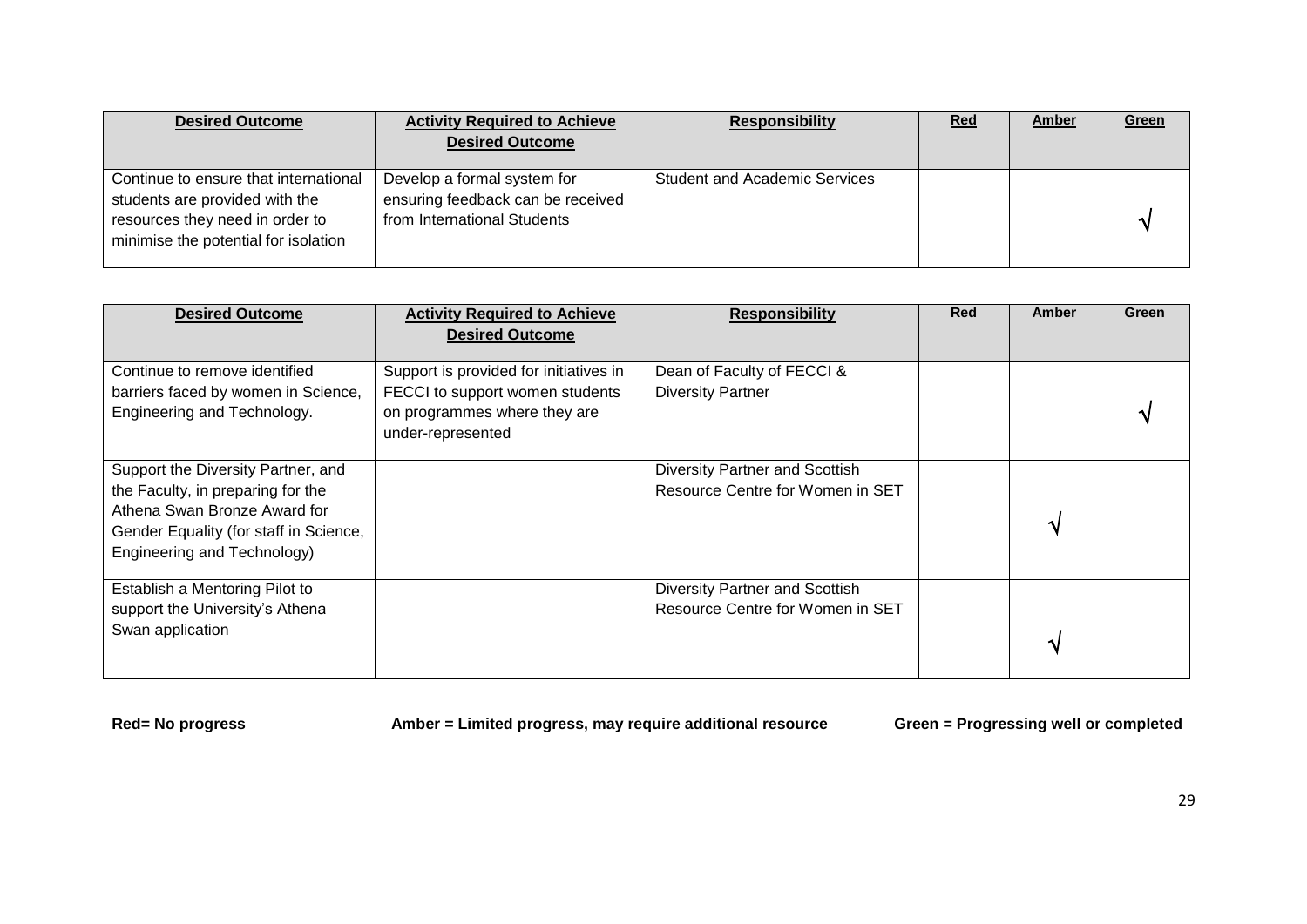| **Desired Outcome** | **Activity Required to Achieve Desired Outcome** | **Responsibility** | **Red** | **Amber** | **Green** |
|---|---|---|---|---|---|
| Continue to ensure that international students are provided with the resources they need in order to minimise the potential for isolation | Develop a formal system for ensuring feedback can be received from International Students | Student and Academic Services | | | √ |

| **Desired Outcome** | **Activity Required to Achieve Desired Outcome** | **Responsibility** | **Red** | **Amber** | **Green** |
|---|---|---|---|---|---|
| Continue to remove identified barriers faced by women in Science, Engineering and Technology. | Support is provided for initiatives in FECCI to support women students on programmes where they are under-represented | Dean of Faculty of FECCI & Diversity Partner | | | √ |
| Support the Diversity Partner, and the Faculty, in preparing for the Athena Swan Bronze Award for Gender Equality (for staff in Science, Engineering and Technology) | | Diversity Partner and Scottish Resource Centre for Women in SET | | √ | |
| Establish a Mentoring Pilot to support the University's Athena Swan application | | Diversity Partner and Scottish Resource Centre for Women in SET | | √ | |

**Red= No progress** **Amber = Limited progress, may require additional resource** **Green = Progressing well or completed**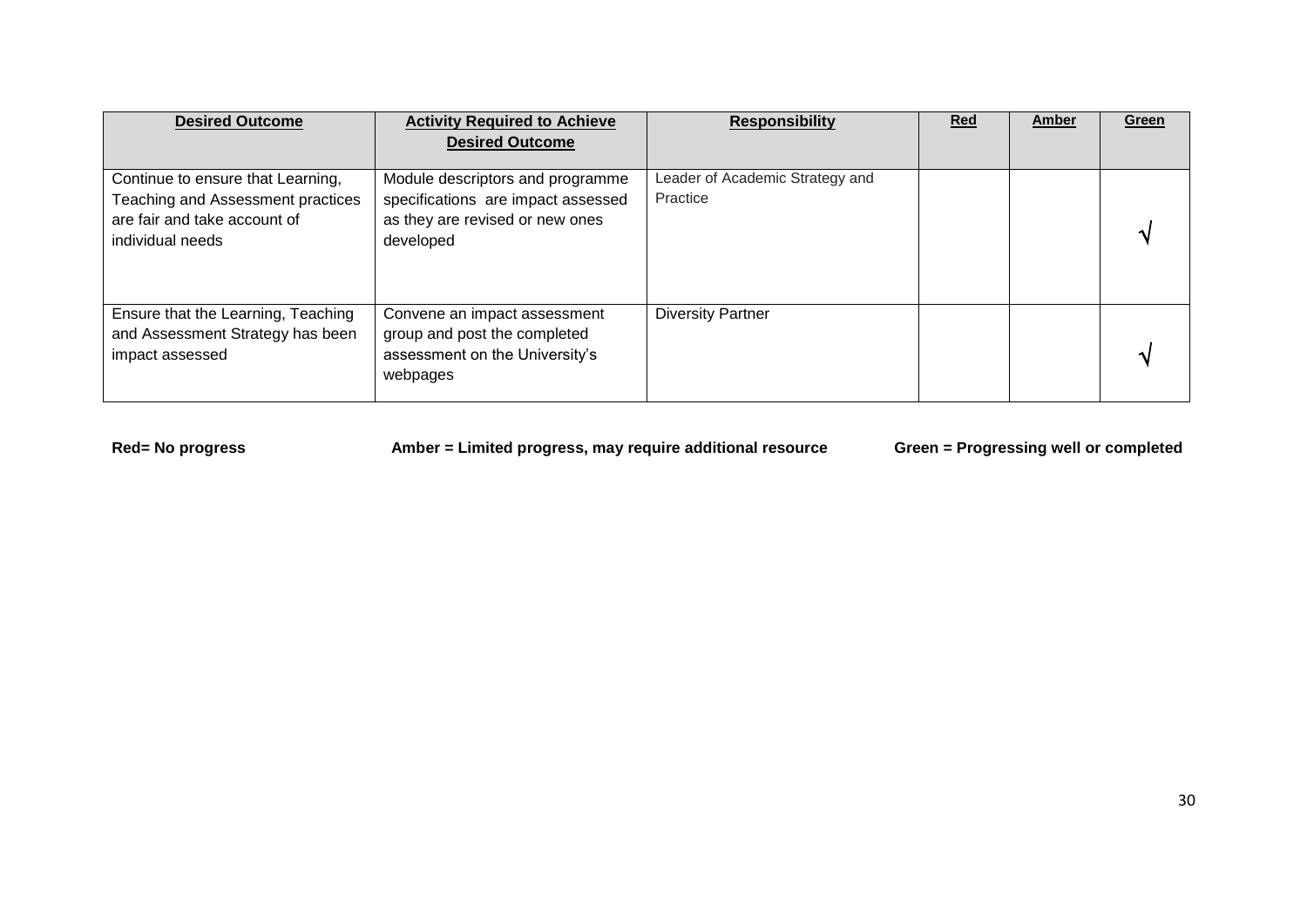| Desired Outcome | Activity Required to Achieve Desired Outcome | Responsibility | Red | Amber | Green |
|---|---|---|---|---|---|
| Continue to ensure that Learning, Teaching and Assessment practices are fair and take account of individual needs | Module descriptors and programme specifications are impact assessed as they are revised or new ones developed | Leader of Academic Strategy and Practice | | | √ |
| Ensure that the Learning, Teaching and Assessment Strategy has been impact assessed | Convene an impact assessment group and post the completed assessment on the University's webpages | Diversity Partner | | | √ |

**Red= No progress** **Amber = Limited progress, may require additional resource** **Green = Progressing well or completed**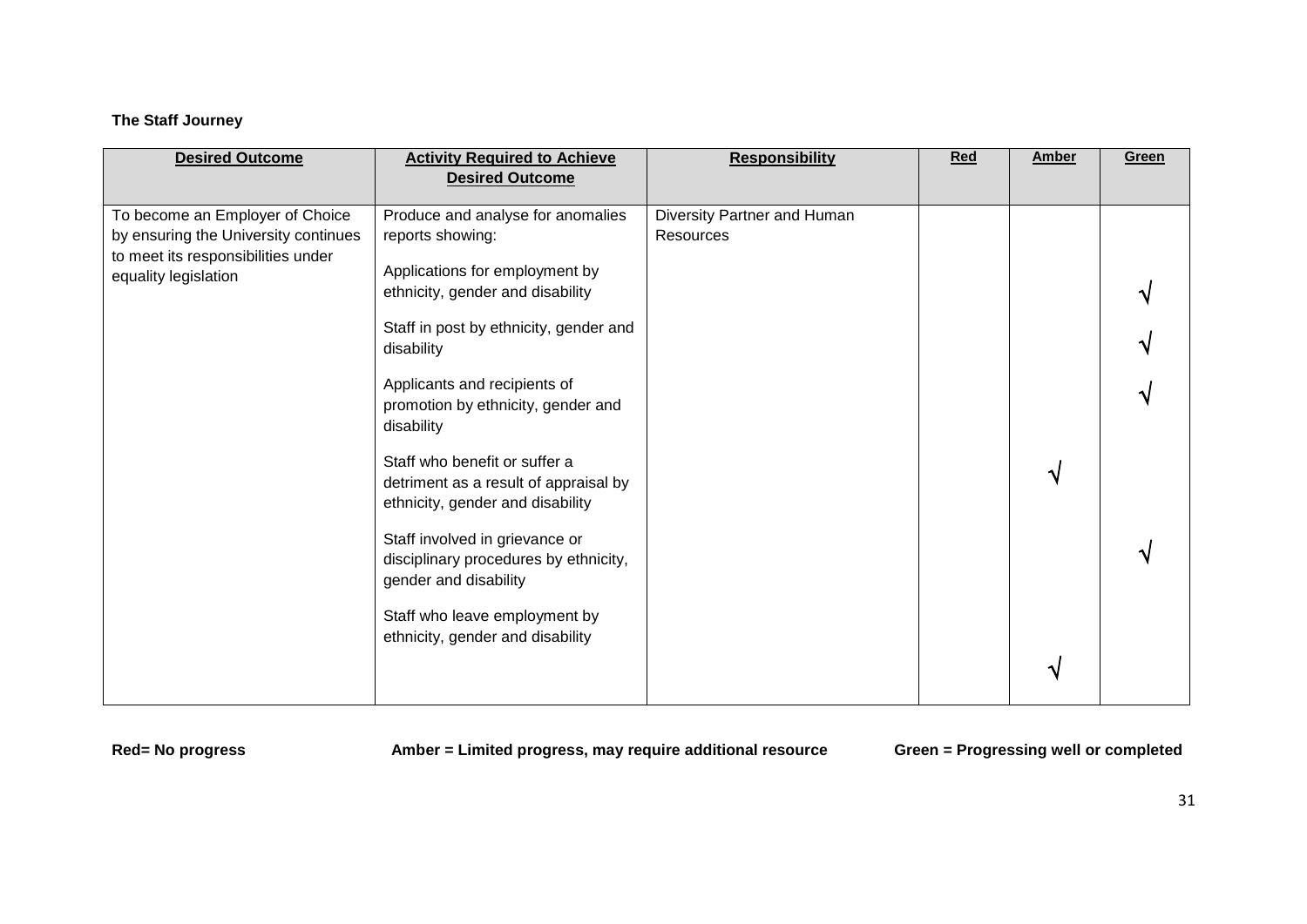**The Staff Journey**

| Desired Outcome | Activity Required to Achieve Desired Outcome | Responsibility | Red | Amber | Green |
|---|---|---|---|---|---|
| To become an Employer of Choice by ensuring the University continues to meet its responsibilities under equality legislation | Produce and analyse for anomalies reports showing: | Diversity Partner and Human Resources | | | |
| | Applications for employment by ethnicity, gender and disability | | | | √ |
| | Staff in post by ethnicity, gender and disability | | | | √ |
| | Applicants and recipients of promotion by ethnicity, gender and disability | | | | √ |
| | Staff who benefit or suffer a detriment as a result of appraisal by ethnicity, gender and disability | | | √ | |
| | Staff involved in grievance or disciplinary procedures by ethnicity, gender and disability | | | | √ |
| | Staff who leave employment by ethnicity, gender and disability | | | √ | |

**Red= No progress** **Amber = Limited progress, may require additional resource** **Green = Progressing well or completed**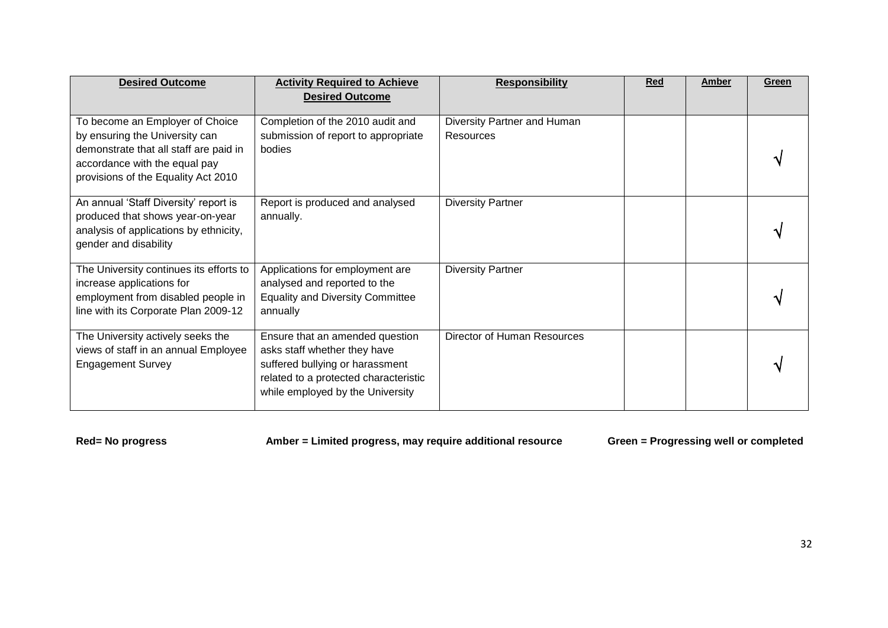| Desired Outcome | Activity Required to Achieve Desired Outcome | Responsibility | Red | Amber | Green |
|---|---|---|---|---|---|
| To become an Employer of Choice by ensuring the University can demonstrate that all staff are paid in accordance with the equal pay provisions of the Equality Act 2010 | Completion of the 2010 audit and submission of report to appropriate bodies | Diversity Partner and Human Resources | | | √ |
| An annual 'Staff Diversity' report is produced that shows year-on-year analysis of applications by ethnicity, gender and disability | Report is produced and analysed annually. | Diversity Partner | | | √ |
| The University continues its efforts to increase applications for employment from disabled people in line with its Corporate Plan 2009-12 | Applications for employment are analysed and reported to the Equality and Diversity Committee annually | Diversity Partner | | | √ |
| The University actively seeks the views of staff in an annual Employee Engagement Survey | Ensure that an amended question asks staff whether they have suffered bullying or harassment related to a protected characteristic while employed by the University | Director of Human Resources | | | √ |

**Red= No progress** **Amber = Limited progress, may require additional resource** **Green = Progressing well or completed**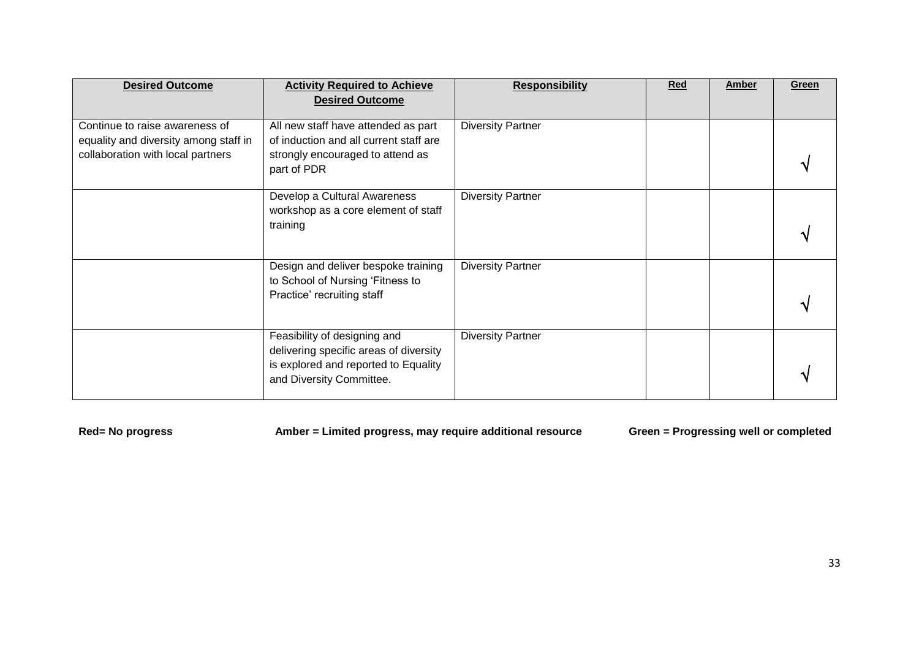| **Desired Outcome** | **Activity Required to Achieve Desired Outcome** | **Responsibility** | **Red** | **Amber** | **Green** |
|---|---|---|---|---|---|
| Continue to raise awareness of equality and diversity among staff in collaboration with local partners | All new staff have attended as part of induction and all current staff are strongly encouraged to attend as part of PDR | Diversity Partner | | | √ |
| | Develop a Cultural Awareness workshop as a core element of staff training | Diversity Partner | | | √ |
| | Design and deliver bespoke training to School of Nursing 'Fitness to Practice' recruiting staff | Diversity Partner | | | √ |
| | Feasibility of designing and delivering specific areas of diversity is explored and reported to Equality and Diversity Committee. | Diversity Partner | | | √ |

**Red= No progress** **Amber = Limited progress, may require additional resource** **Green = Progressing well or completed**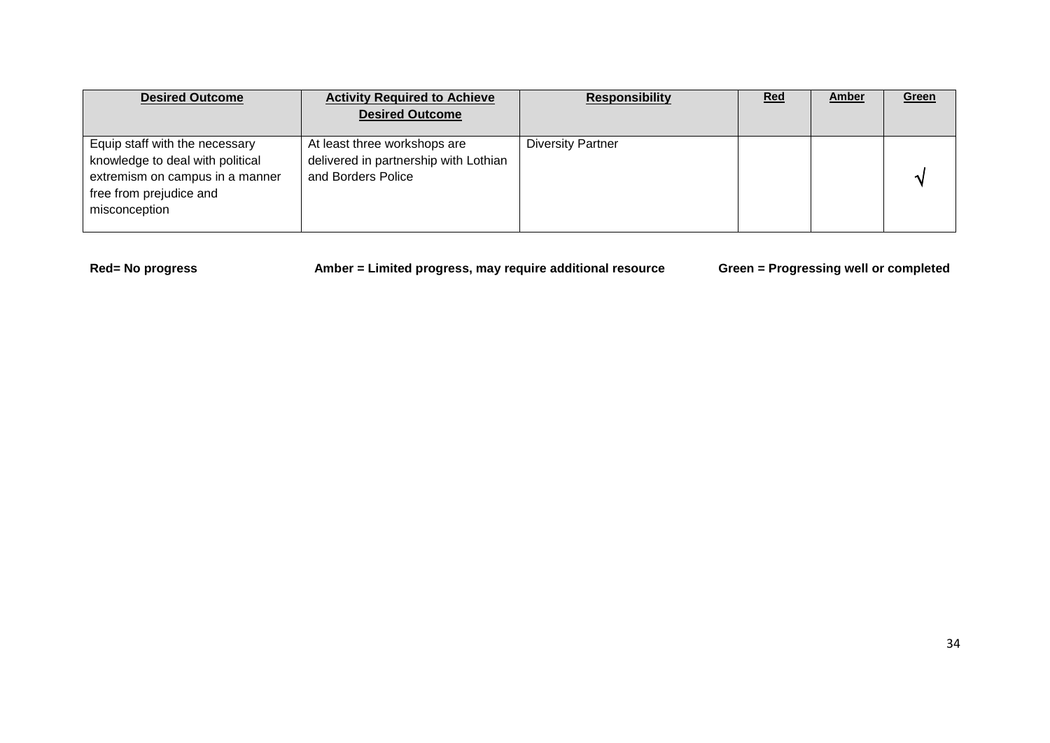| Desired Outcome | Activity Required to Achieve Desired Outcome | Responsibility | Red | Amber | Green |
|---|---|---|---|---|---|
| Equip staff with the necessary knowledge to deal with political extremism on campus in a manner free from prejudice and misconception | At least three workshops are delivered in partnership with Lothian and Borders Police | Diversity Partner | | | √ |

**Red= No progress** **Amber = Limited progress, may require additional resource** **Green = Progressing well or completed**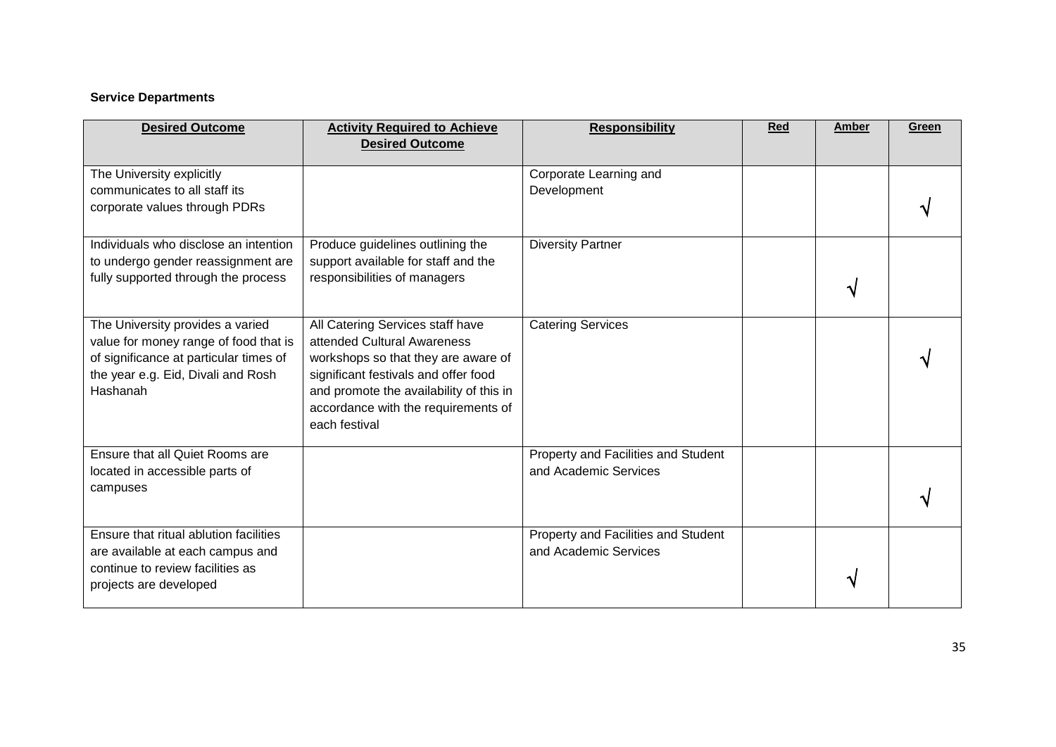**Service Departments**

| Desired Outcome | Activity Required to Achieve Desired Outcome | Responsibility | Red | Amber | Green |
|---|---|---|---|---|---|
| The University explicitly communicates to all staff its corporate values through PDRs | | Corporate Learning and Development | | | √ |
| Individuals who disclose an intention to undergo gender reassignment are fully supported through the process | Produce guidelines outlining the support available for staff and the responsibilities of managers | Diversity Partner | | √ | |
| The University provides a varied value for money range of food that is of significance at particular times of the year e.g. Eid, Divali and Rosh Hashanah | All Catering Services staff have attended Cultural Awareness workshops so that they are aware of significant festivals and offer food and promote the availability of this in accordance with the requirements of each festival | Catering Services | | | √ |
| Ensure that all Quiet Rooms are located in accessible parts of campuses | | Property and Facilities and Student and Academic Services | | | √ |
| Ensure that ritual ablution facilities are available at each campus and continue to review facilities as projects are developed | | Property and Facilities and Student and Academic Services | | √ | |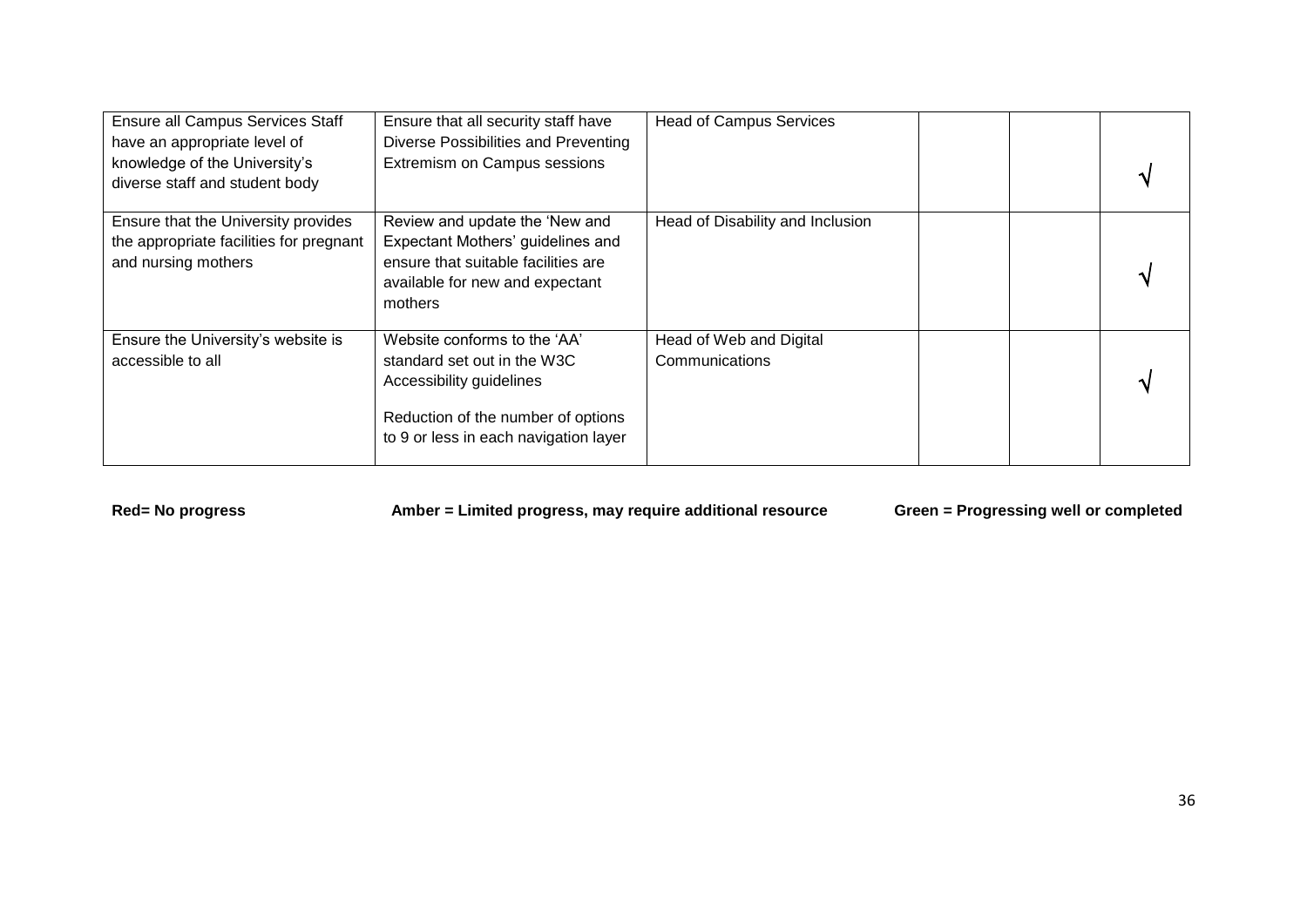| | | | | | |
|---|---|---|---|---|---|
| Ensure all Campus Services Staff have an appropriate level of knowledge of the University's diverse staff and student body | Ensure that all security staff have Diverse Possibilities and Preventing Extremism on Campus sessions | Head of Campus Services | | | √ |
| Ensure that the University provides the appropriate facilities for pregnant and nursing mothers | Review and update the 'New and Expectant Mothers' guidelines and ensure that suitable facilities are available for new and expectant mothers | Head of Disability and Inclusion | | | √ |
| Ensure the University's website is accessible to all | Website conforms to the 'AA' standard set out in the W3C Accessibility guidelines<br><br>Reduction of the number of options to 9 or less in each navigation layer | Head of Web and Digital Communications | | | √ |

**Red= No progress** **Amber = Limited progress, may require additional resource** **Green = Progressing well or completed**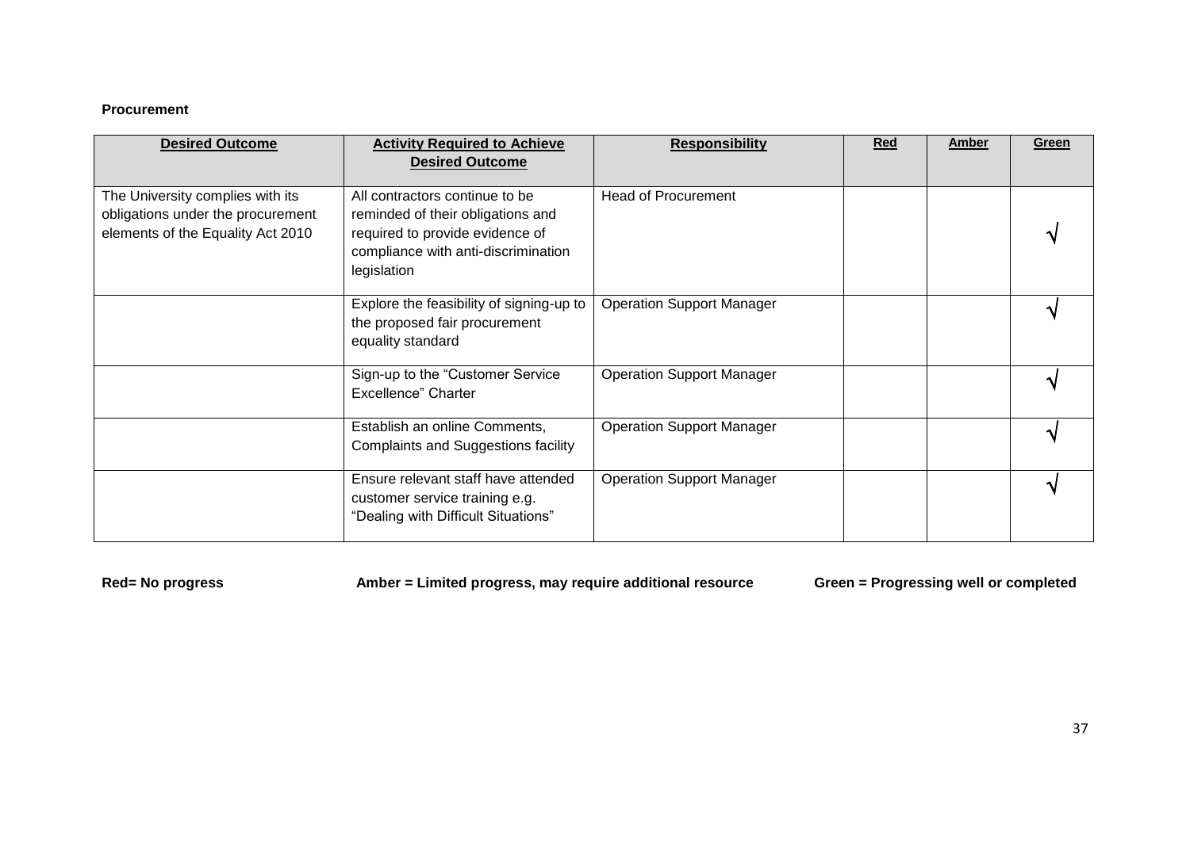**Procurement**

| Desired Outcome | Activity Required to Achieve Desired Outcome | Responsibility | Red | Amber | Green |
|---|---|---|---|---|---|
| The University complies with its obligations under the procurement elements of the Equality Act 2010 | All contractors continue to be reminded of their obligations and required to provide evidence of compliance with anti-discrimination legislation | Head of Procurement | | | √ |
| | Explore the feasibility of signing-up to the proposed fair procurement equality standard | Operation Support Manager | | | √ |
| | Sign-up to the "Customer Service Excellence" Charter | Operation Support Manager | | | √ |
| | Establish an online Comments, Complaints and Suggestions facility | Operation Support Manager | | | √ |
| | Ensure relevant staff have attended customer service training e.g. "Dealing with Difficult Situations" | Operation Support Manager | | | √ |

**Red= No progress** **Amber = Limited progress, may require additional resource** **Green = Progressing well or completed**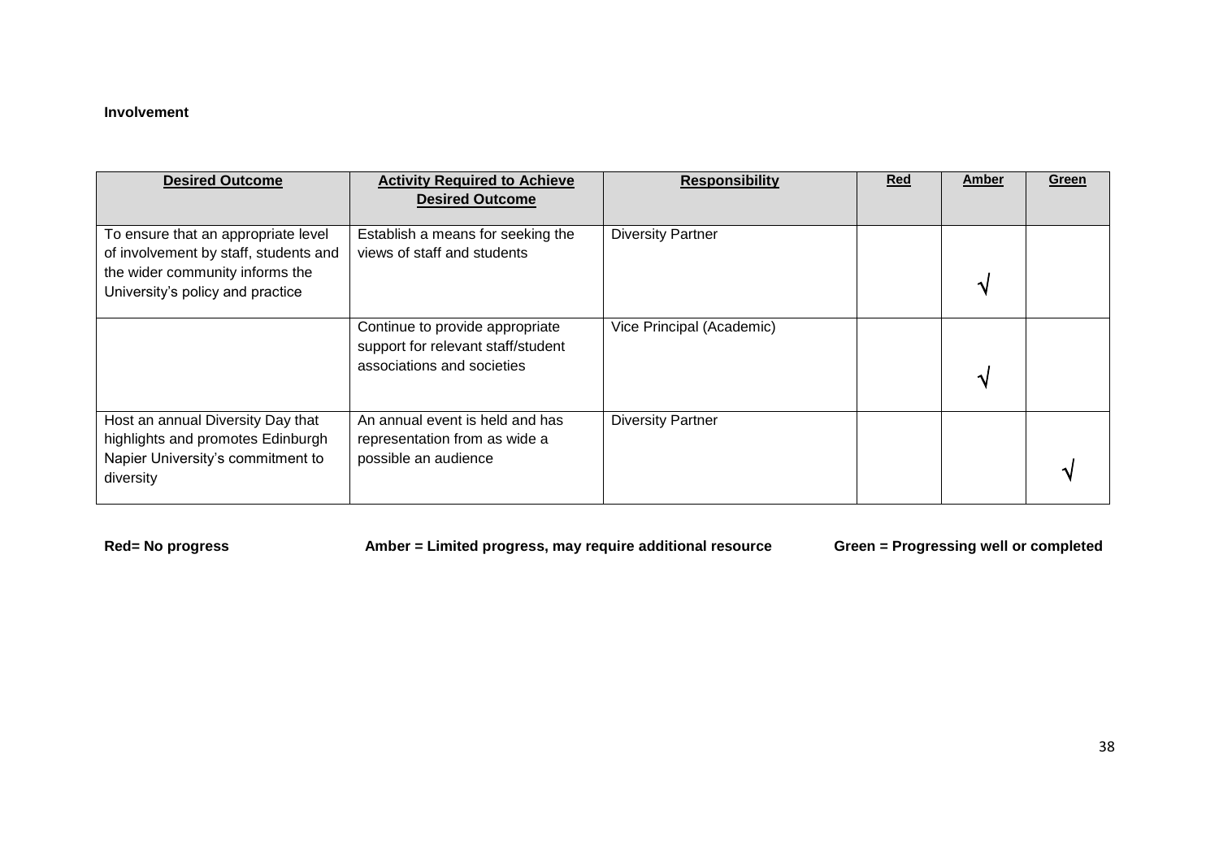**Involvement**

| Desired Outcome | Activity Required to Achieve Desired Outcome | Responsibility | Red | Amber | Green |
| --- | --- | --- | --- | --- | --- |
| To ensure that an appropriate level of involvement by staff, students and the wider community informs the University's policy and practice | Establish a means for seeking the views of staff and students | Diversity Partner | | √ | |
| | Continue to provide appropriate support for relevant staff/student associations and societies | Vice Principal (Academic) | | √ | |
| Host an annual Diversity Day that highlights and promotes Edinburgh Napier University's commitment to diversity | An annual event is held and has representation from as wide a possible an audience | Diversity Partner | | | √ |

**Red= No progress** **Amber = Limited progress, may require additional resource** **Green = Progressing well or completed**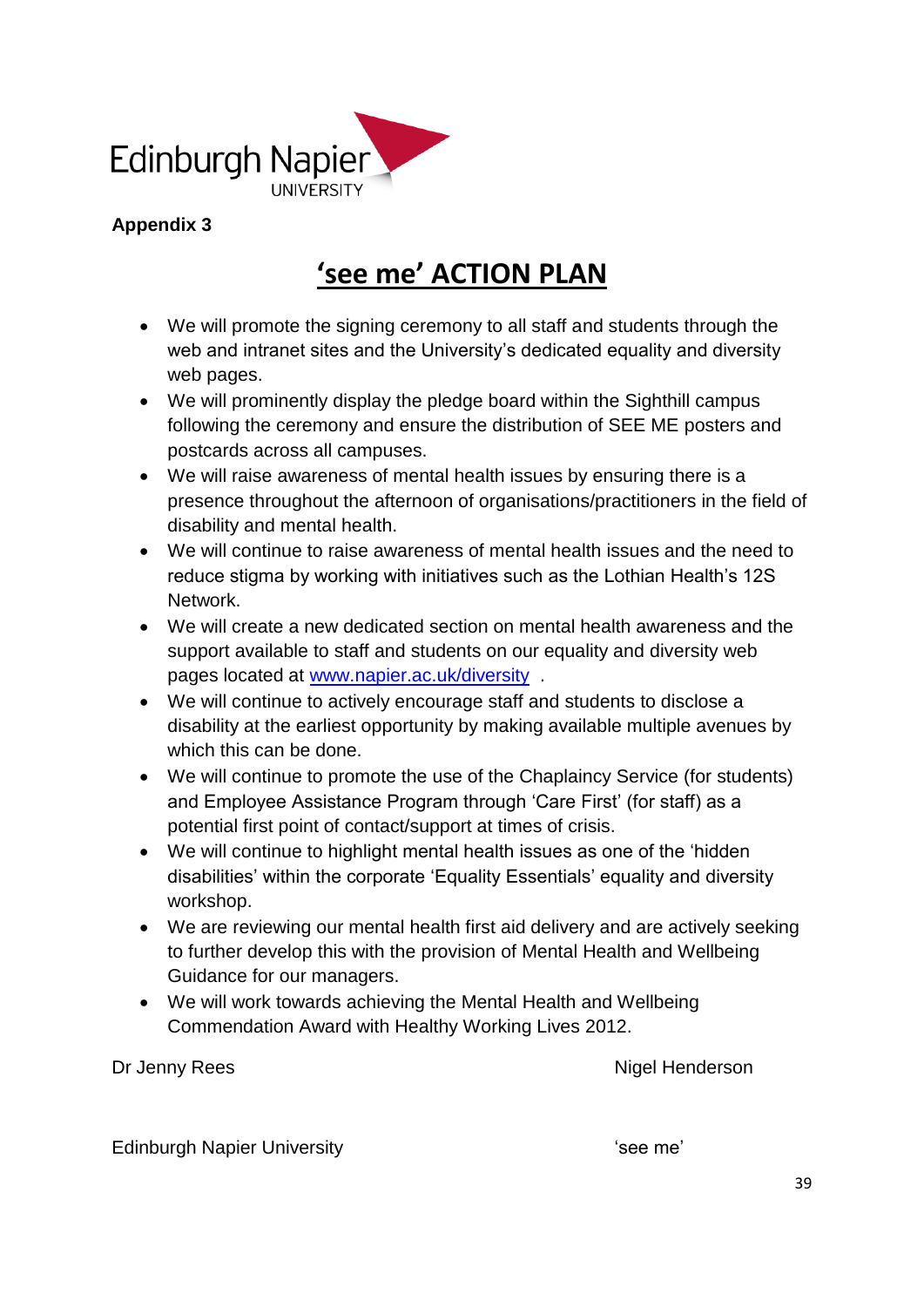Edinburgh Napier UNIVERSITY

**Appendix 3**

# 'see me' ACTION PLAN

- We will promote the signing ceremony to all staff and students through the web and intranet sites and the University's dedicated equality and diversity web pages.
- We will prominently display the pledge board within the Sighthill campus following the ceremony and ensure the distribution of SEE ME posters and postcards across all campuses.
- We will raise awareness of mental health issues by ensuring there is a presence throughout the afternoon of organisations/practitioners in the field of disability and mental health.
- We will continue to raise awareness of mental health issues and the need to reduce stigma by working with initiatives such as the Lothian Health's 12S Network.
- We will create a new dedicated section on mental health awareness and the support available to staff and students on our equality and diversity web pages located at www.napier.ac.uk/diversity .
- We will continue to actively encourage staff and students to disclose a disability at the earliest opportunity by making available multiple avenues by which this can be done.
- We will continue to promote the use of the Chaplaincy Service (for students) and Employee Assistance Program through 'Care First' (for staff) as a potential first point of contact/support at times of crisis.
- We will continue to highlight mental health issues as one of the 'hidden disabilities' within the corporate 'Equality Essentials' equality and diversity workshop.
- We are reviewing our mental health first aid delivery and are actively seeking to further develop this with the provision of Mental Health and Wellbeing Guidance for our managers.
- We will work towards achieving the Mental Health and Wellbeing Commendation Award with Healthy Working Lives 2012.

Dr Jenny Rees

Edinburgh Napier University

Nigel Henderson

'see me'